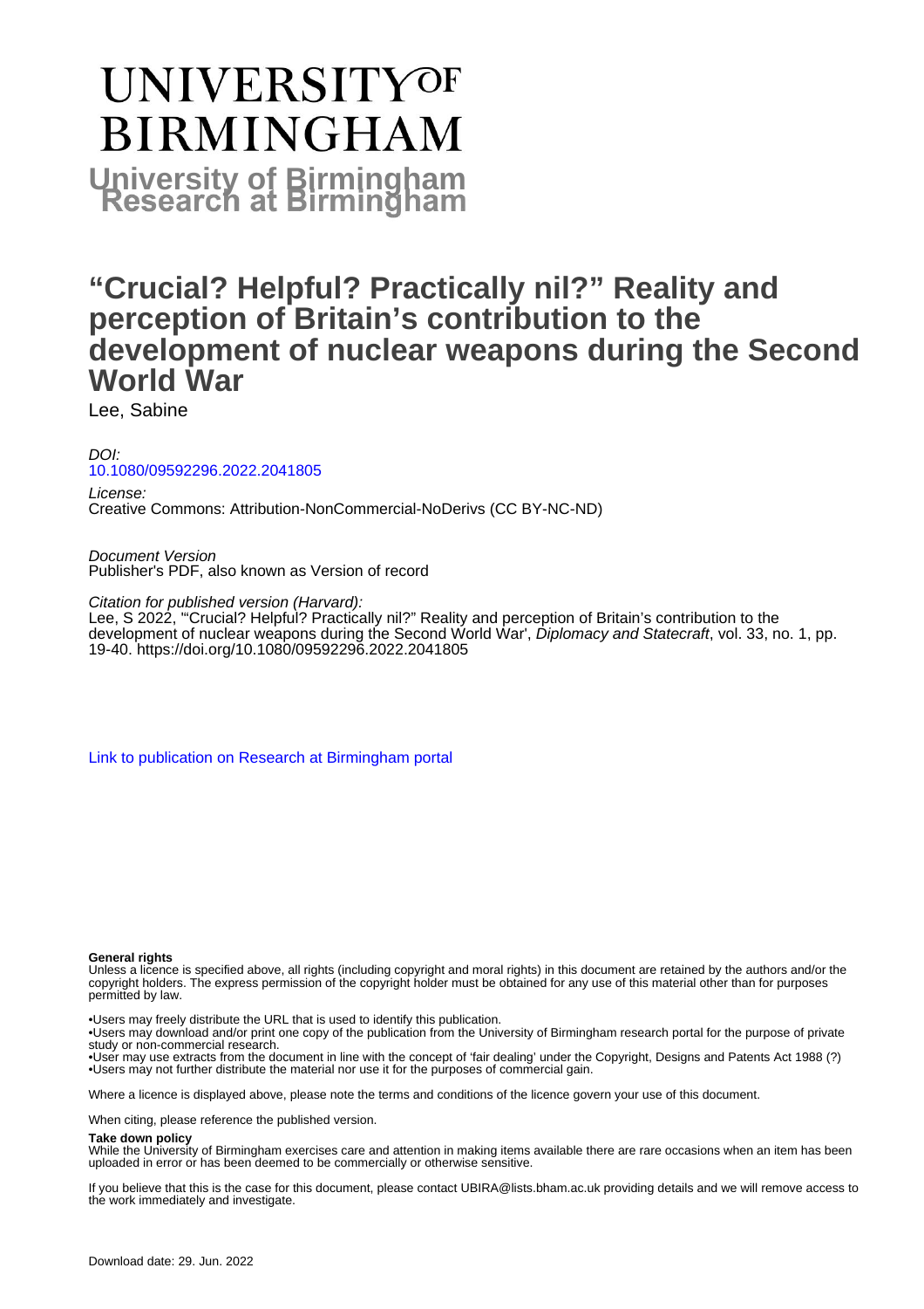# UNIVERSITY OF BIRMINGHAM

**University of Birmingham Research at Birmingham**

# "Crucial? Helpful? Practically nil?" Reality and perception of Britain's contribution to the development of nuclear weapons during the Second World War

Lee, Sabine

*DOI:*
[10.1080/09592296.2022.2041805](https://doi.org/10.1080/09592296.2022.2041805)

*License:*
Creative Commons: Attribution-NonCommercial-NoDerivs (CC BY-NC-ND)

*Document Version*
Publisher's PDF, also known as Version of record

*Citation for published version (Harvard):*
Lee, S 2022, '"Crucial? Helpful? Practically nil?" Reality and perception of Britain's contribution to the development of nuclear weapons during the Second World War', *Diplomacy and Statecraft*, vol. 33, no. 1, pp. 19-40. https://doi.org/10.1080/09592296.2022.2041805

[Link to publication on Research at Birmingham portal]()

**General rights**

Unless a licence is specified above, all rights (including copyright and moral rights) in this document are retained by the authors and/or the copyright holders. The express permission of the copyright holder must be obtained for any use of this material other than for purposes permitted by law.

•Users may freely distribute the URL that is used to identify this publication.
•Users may download and/or print one copy of the publication from the University of Birmingham research portal for the purpose of private study or non-commercial research.
•User may use extracts from the document in line with the concept of 'fair dealing' under the Copyright, Designs and Patents Act 1988 (?)
•Users may not further distribute the material nor use it for the purposes of commercial gain.

Where a licence is displayed above, please note the terms and conditions of the licence govern your use of this document.

When citing, please reference the published version.

**Take down policy**

While the University of Birmingham exercises care and attention in making items available there are rare occasions when an item has been uploaded in error or has been deemed to be commercially or otherwise sensitive.

If you believe that this is the case for this document, please contact UBIRA@lists.bham.ac.uk providing details and we will remove access to the work immediately and investigate.

Download date: 29. Jun. 2022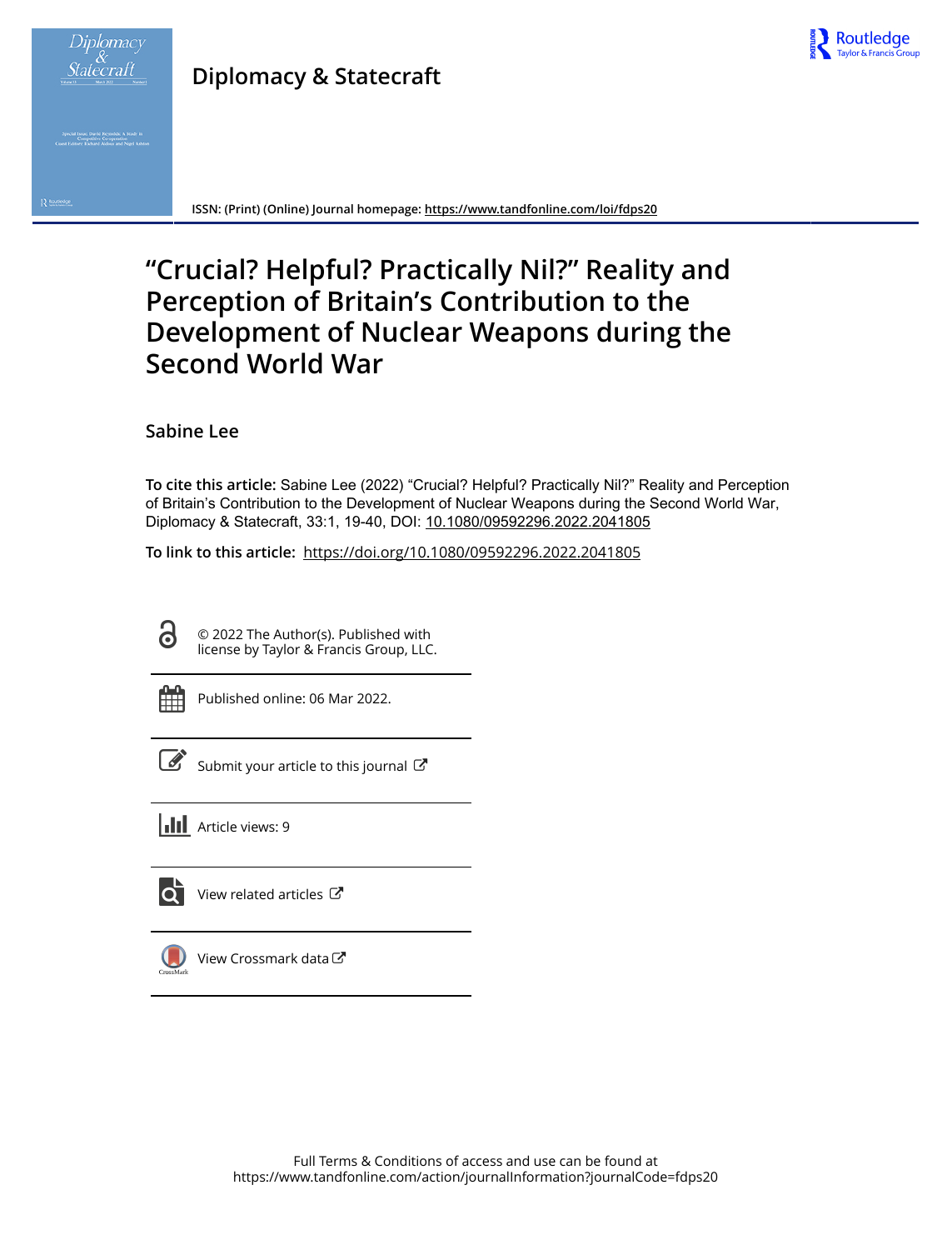# Diplomacy & Statecraft

ISSN: (Print) (Online) Journal homepage: https://www.tandfonline.com/loi/fdps20

# "Crucial? Helpful? Practically Nil?" Reality and Perception of Britain's Contribution to the Development of Nuclear Weapons during the Second World War

**Sabine Lee**

**To cite this article:** Sabine Lee (2022) "Crucial? Helpful? Practically Nil?" Reality and Perception of Britain's Contribution to the Development of Nuclear Weapons during the Second World War, Diplomacy & Statecraft, 33:1, 19-40, DOI: 10.1080/09592296.2022.2041805

**To link to this article:** https://doi.org/10.1080/09592296.2022.2041805

© 2022 The Author(s). Published with license by Taylor & Francis Group, LLC.

Published online: 06 Mar 2022.

Submit your article to this journal

Article views: 9

View related articles

View Crossmark data

Full Terms & Conditions of access and use can be found at
https://www.tandfonline.com/action/journalInformation?journalCode=fdps20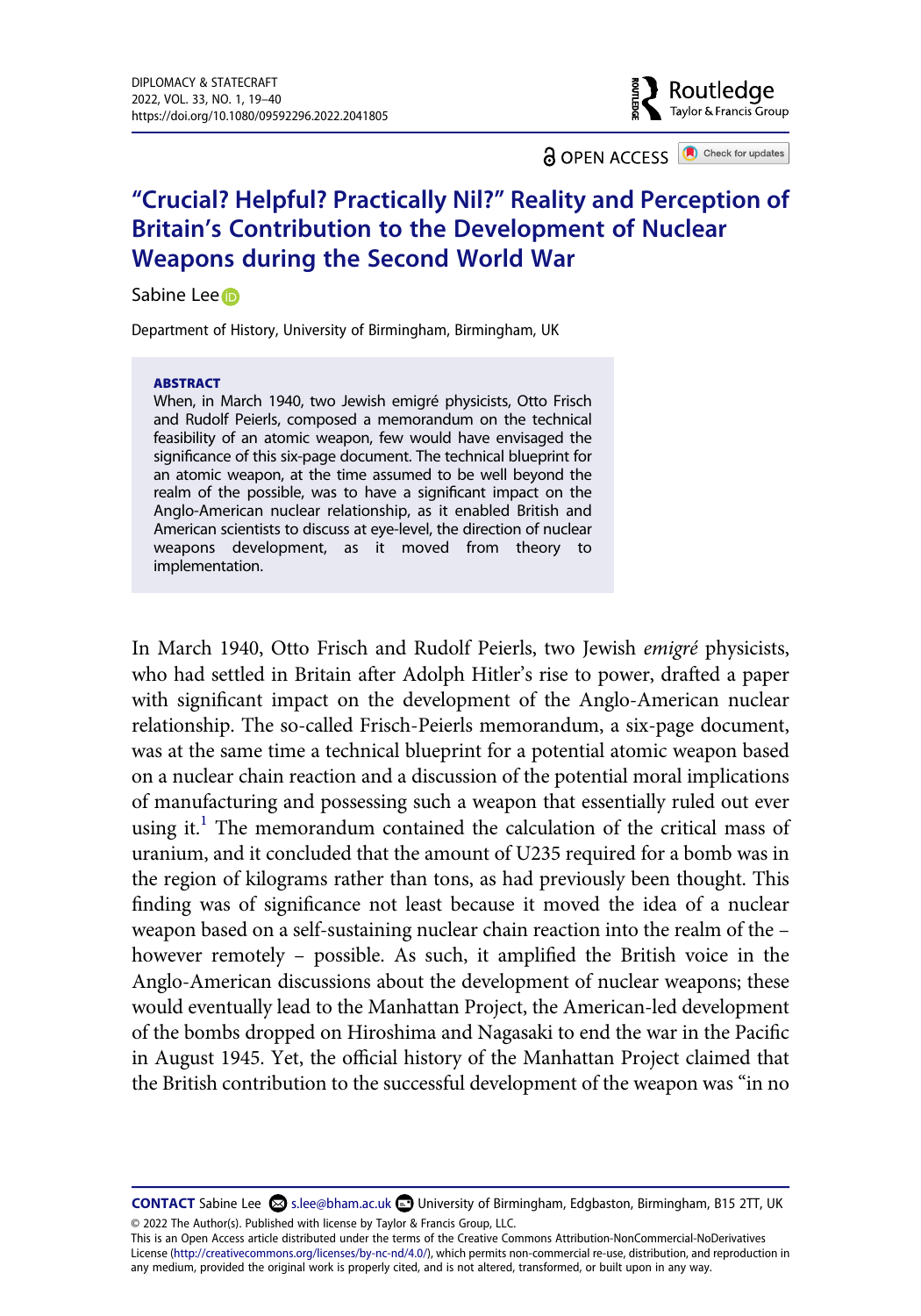# "Crucial? Helpful? Practically Nil?" Reality and Perception of Britain's Contribution to the Development of Nuclear Weapons during the Second World War

Sabine Lee

Department of History, University of Birmingham, Birmingham, UK

**ABSTRACT**

When, in March 1940, two Jewish emigré physicists, Otto Frisch and Rudolf Peierls, composed a memorandum on the technical feasibility of an atomic weapon, few would have envisaged the significance of this six-page document. The technical blueprint for an atomic weapon, at the time assumed to be well beyond the realm of the possible, was to have a significant impact on the Anglo-American nuclear relationship, as it enabled British and American scientists to discuss at eye-level, the direction of nuclear weapons development, as it moved from theory to implementation.

In March 1940, Otto Frisch and Rudolf Peierls, two Jewish *emigré* physicists, who had settled in Britain after Adolph Hitler's rise to power, drafted a paper with significant impact on the development of the Anglo-American nuclear relationship. The so-called Frisch-Peierls memorandum, a six-page document, was at the same time a technical blueprint for a potential atomic weapon based on a nuclear chain reaction and a discussion of the potential moral implications of manufacturing and possessing such a weapon that essentially ruled out ever using it.[1] The memorandum contained the calculation of the critical mass of uranium, and it concluded that the amount of U235 required for a bomb was in the region of kilograms rather than tons, as had previously been thought. This finding was of significance not least because it moved the idea of a nuclear weapon based on a self-sustaining nuclear chain reaction into the realm of the – however remotely – possible. As such, it amplified the British voice in the Anglo-American discussions about the development of nuclear weapons; these would eventually lead to the Manhattan Project, the American-led development of the bombs dropped on Hiroshima and Nagasaki to end the war in the Pacific in August 1945. Yet, the official history of the Manhattan Project claimed that the British contribution to the successful development of the weapon was "in no

**CONTACT** Sabine Lee s.lee@bham.ac.uk University of Birmingham, Edgbaston, Birmingham, B15 2TT, UK

© 2022 The Author(s). Published with license by Taylor & Francis Group, LLC.

This is an Open Access article distributed under the terms of the Creative Commons Attribution-NonCommercial-NoDerivatives License (http://creativecommons.org/licenses/by-nc-nd/4.0/), which permits non-commercial re-use, distribution, and reproduction in any medium, provided the original work is properly cited, and is not altered, transformed, or built upon in any way.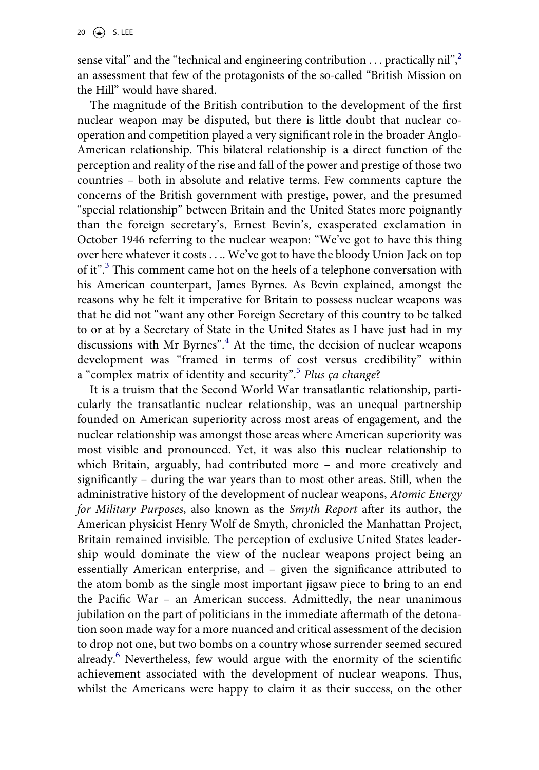sense vital" and the "technical and engineering contribution . . . practically nil",[2] an assessment that few of the protagonists of the so-called "British Mission on the Hill" would have shared.

The magnitude of the British contribution to the development of the first nuclear weapon may be disputed, but there is little doubt that nuclear co-operation and competition played a very significant role in the broader Anglo-American relationship. This bilateral relationship is a direct function of the perception and reality of the rise and fall of the power and prestige of those two countries – both in absolute and relative terms. Few comments capture the concerns of the British government with prestige, power, and the presumed "special relationship" between Britain and the United States more poignantly than the foreign secretary's, Ernest Bevin's, exasperated exclamation in October 1946 referring to the nuclear weapon: "We've got to have this thing over here whatever it costs . . .. We've got to have the bloody Union Jack on top of it".[3] This comment came hot on the heels of a telephone conversation with his American counterpart, James Byrnes. As Bevin explained, amongst the reasons why he felt it imperative for Britain to possess nuclear weapons was that he did not "want any other Foreign Secretary of this country to be talked to or at by a Secretary of State in the United States as I have just had in my discussions with Mr Byrnes".[4] At the time, the decision of nuclear weapons development was "framed in terms of cost versus credibility" within a "complex matrix of identity and security".[5] *Plus ça change*?

It is a truism that the Second World War transatlantic relationship, particularly the transatlantic nuclear relationship, was an unequal partnership founded on American superiority across most areas of engagement, and the nuclear relationship was amongst those areas where American superiority was most visible and pronounced. Yet, it was also this nuclear relationship to which Britain, arguably, had contributed more – and more creatively and significantly – during the war years than to most other areas. Still, when the administrative history of the development of nuclear weapons, *Atomic Energy for Military Purposes*, also known as the *Smyth Report* after its author, the American physicist Henry Wolf de Smyth, chronicled the Manhattan Project, Britain remained invisible. The perception of exclusive United States leadership would dominate the view of the nuclear weapons project being an essentially American enterprise, and – given the significance attributed to the atom bomb as the single most important jigsaw piece to bring to an end the Pacific War – an American success. Admittedly, the near unanimous jubilation on the part of politicians in the immediate aftermath of the detonation soon made way for a more nuanced and critical assessment of the decision to drop not one, but two bombs on a country whose surrender seemed secured already.[6] Nevertheless, few would argue with the enormity of the scientific achievement associated with the development of nuclear weapons. Thus, whilst the Americans were happy to claim it as their success, on the other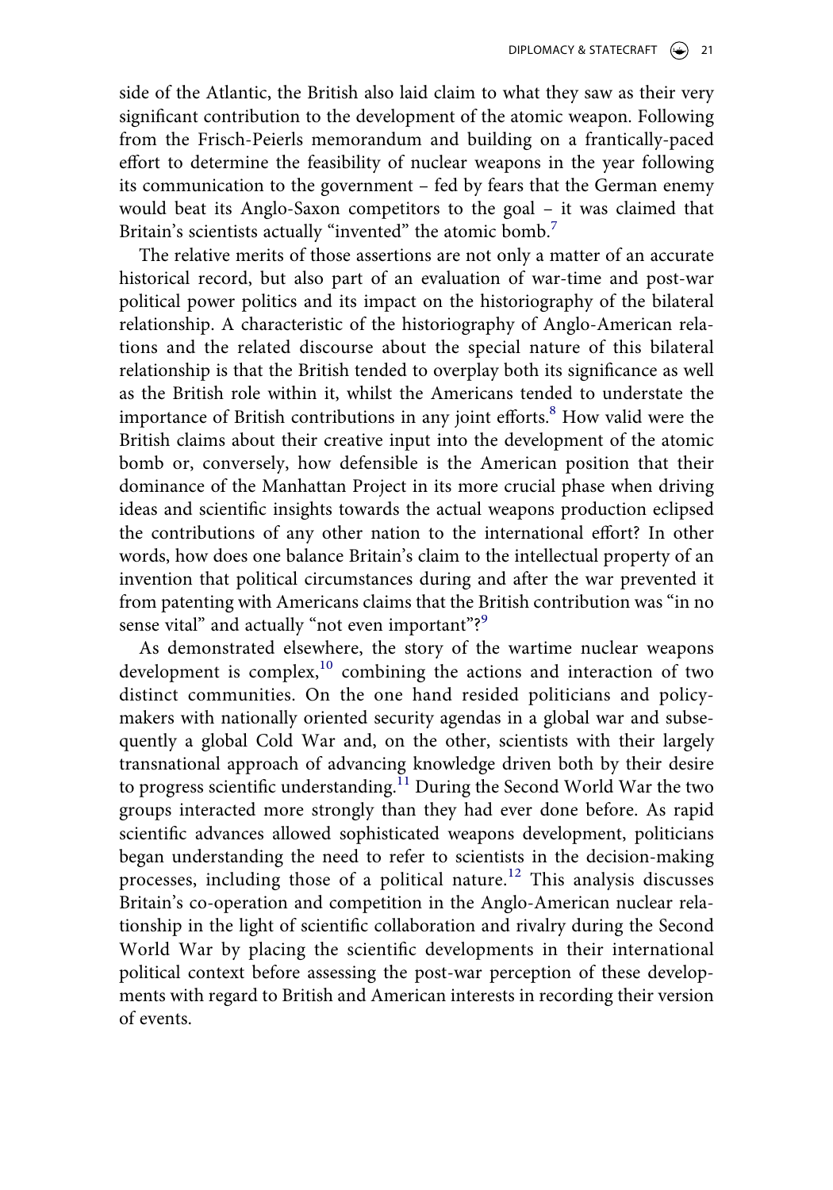side of the Atlantic, the British also laid claim to what they saw as their very significant contribution to the development of the atomic weapon. Following from the Frisch-Peierls memorandum and building on a frantically-paced effort to determine the feasibility of nuclear weapons in the year following its communication to the government – fed by fears that the German enemy would beat its Anglo-Saxon competitors to the goal – it was claimed that Britain's scientists actually "invented" the atomic bomb.[7]

The relative merits of those assertions are not only a matter of an accurate historical record, but also part of an evaluation of war-time and post-war political power politics and its impact on the historiography of the bilateral relationship. A characteristic of the historiography of Anglo-American relations and the related discourse about the special nature of this bilateral relationship is that the British tended to overplay both its significance as well as the British role within it, whilst the Americans tended to understate the importance of British contributions in any joint efforts.[8] How valid were the British claims about their creative input into the development of the atomic bomb or, conversely, how defensible is the American position that their dominance of the Manhattan Project in its more crucial phase when driving ideas and scientific insights towards the actual weapons production eclipsed the contributions of any other nation to the international effort? In other words, how does one balance Britain's claim to the intellectual property of an invention that political circumstances during and after the war prevented it from patenting with Americans claims that the British contribution was "in no sense vital" and actually "not even important"?[9]

As demonstrated elsewhere, the story of the wartime nuclear weapons development is complex,[10] combining the actions and interaction of two distinct communities. On the one hand resided politicians and policy-makers with nationally oriented security agendas in a global war and subsequently a global Cold War and, on the other, scientists with their largely transnational approach of advancing knowledge driven both by their desire to progress scientific understanding.[11] During the Second World War the two groups interacted more strongly than they had ever done before. As rapid scientific advances allowed sophisticated weapons development, politicians began understanding the need to refer to scientists in the decision-making processes, including those of a political nature.[12] This analysis discusses Britain's co-operation and competition in the Anglo-American nuclear relationship in the light of scientific collaboration and rivalry during the Second World War by placing the scientific developments in their international political context before assessing the post-war perception of these developments with regard to British and American interests in recording their version of events.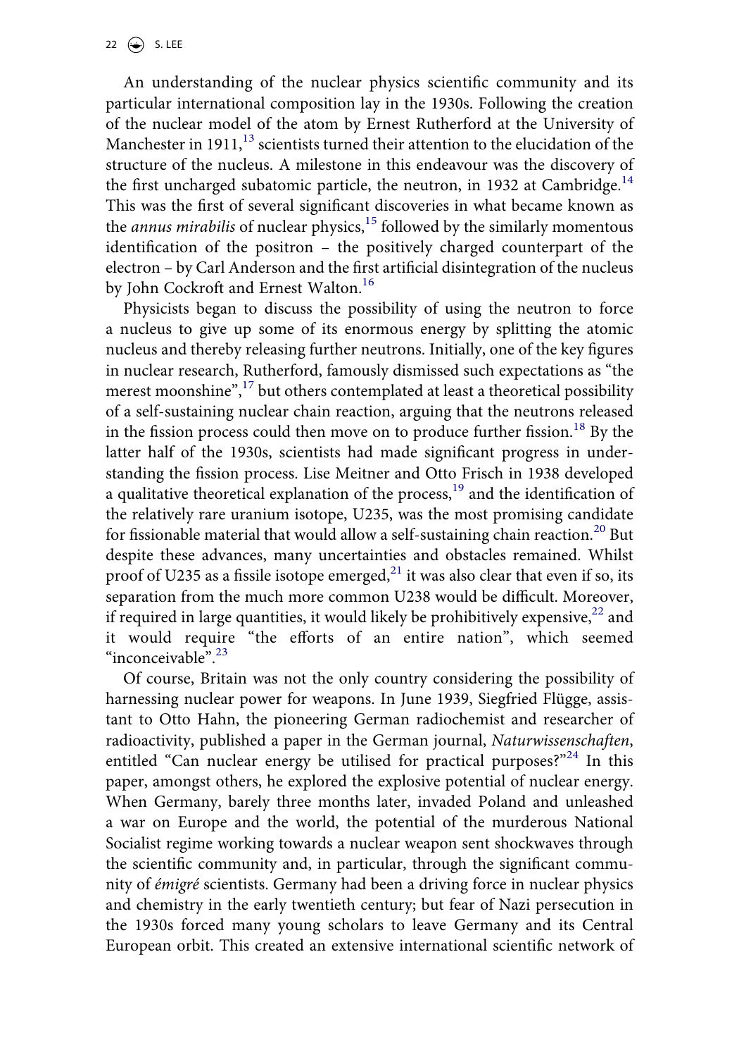An understanding of the nuclear physics scientific community and its particular international composition lay in the 1930s. Following the creation of the nuclear model of the atom by Ernest Rutherford at the University of Manchester in 1911,[13] scientists turned their attention to the elucidation of the structure of the nucleus. A milestone in this endeavour was the discovery of the first uncharged subatomic particle, the neutron, in 1932 at Cambridge.[14] This was the first of several significant discoveries in what became known as the *annus mirabilis* of nuclear physics,[15] followed by the similarly momentous identification of the positron – the positively charged counterpart of the electron – by Carl Anderson and the first artificial disintegration of the nucleus by John Cockroft and Ernest Walton.[16]

Physicists began to discuss the possibility of using the neutron to force a nucleus to give up some of its enormous energy by splitting the atomic nucleus and thereby releasing further neutrons. Initially, one of the key figures in nuclear research, Rutherford, famously dismissed such expectations as "the merest moonshine",[17] but others contemplated at least a theoretical possibility of a self-sustaining nuclear chain reaction, arguing that the neutrons released in the fission process could then move on to produce further fission.[18] By the latter half of the 1930s, scientists had made significant progress in understanding the fission process. Lise Meitner and Otto Frisch in 1938 developed a qualitative theoretical explanation of the process,[19] and the identification of the relatively rare uranium isotope, U235, was the most promising candidate for fissionable material that would allow a self-sustaining chain reaction.[20] But despite these advances, many uncertainties and obstacles remained. Whilst proof of U235 as a fissile isotope emerged,[21] it was also clear that even if so, its separation from the much more common U238 would be difficult. Moreover, if required in large quantities, it would likely be prohibitively expensive,[22] and it would require "the efforts of an entire nation", which seemed "inconceivable".[23]

Of course, Britain was not the only country considering the possibility of harnessing nuclear power for weapons. In June 1939, Siegfried Flügge, assistant to Otto Hahn, the pioneering German radiochemist and researcher of radioactivity, published a paper in the German journal, *Naturwissenschaften*, entitled "Can nuclear energy be utilised for practical purposes?"[24] In this paper, amongst others, he explored the explosive potential of nuclear energy. When Germany, barely three months later, invaded Poland and unleashed a war on Europe and the world, the potential of the murderous National Socialist regime working towards a nuclear weapon sent shockwaves through the scientific community and, in particular, through the significant community of *émigré* scientists. Germany had been a driving force in nuclear physics and chemistry in the early twentieth century; but fear of Nazi persecution in the 1930s forced many young scholars to leave Germany and its Central European orbit. This created an extensive international scientific network of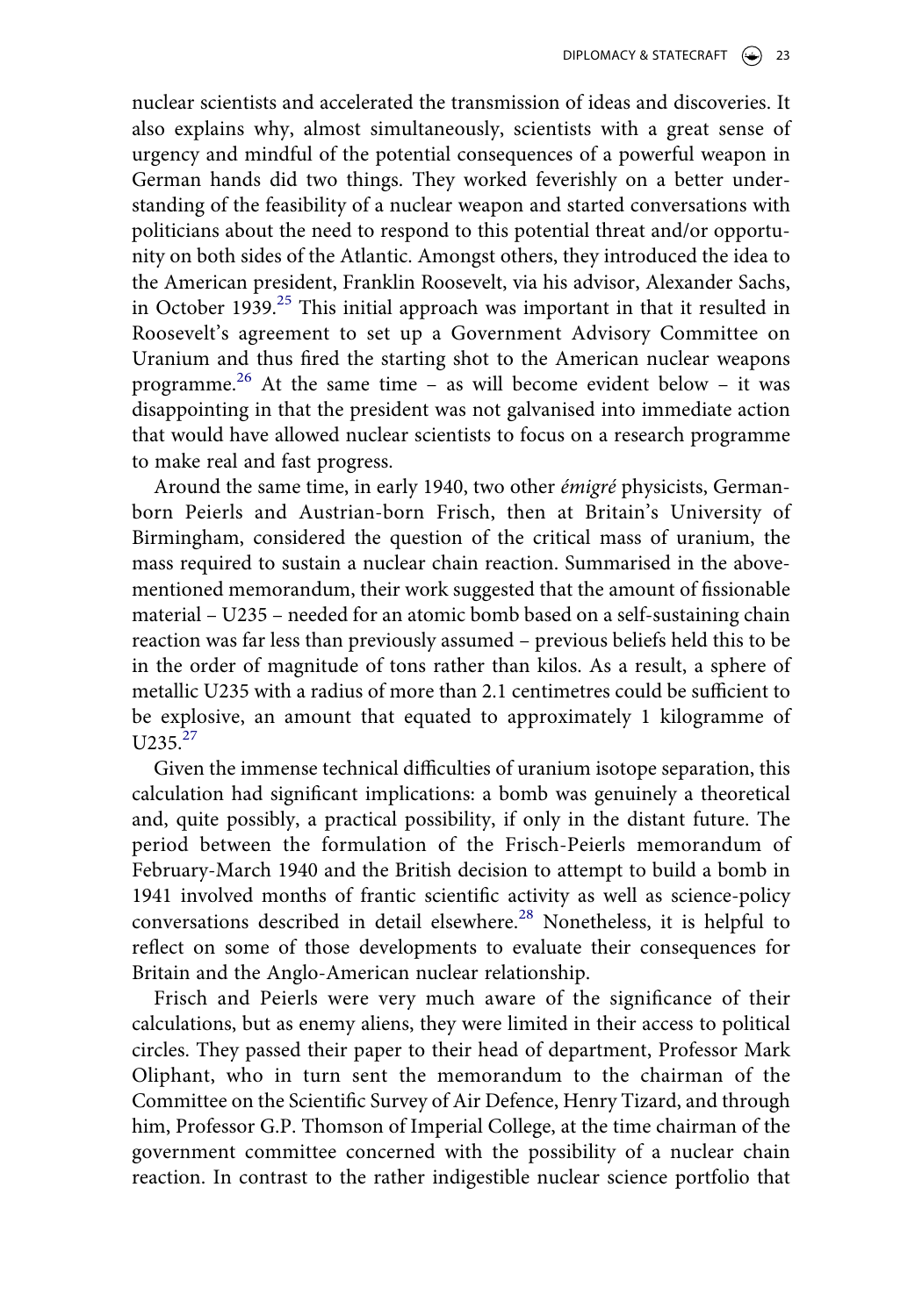nuclear scientists and accelerated the transmission of ideas and discoveries. It also explains why, almost simultaneously, scientists with a great sense of urgency and mindful of the potential consequences of a powerful weapon in German hands did two things. They worked feverishly on a better understanding of the feasibility of a nuclear weapon and started conversations with politicians about the need to respond to this potential threat and/or opportunity on both sides of the Atlantic. Amongst others, they introduced the idea to the American president, Franklin Roosevelt, via his advisor, Alexander Sachs, in October 1939.[25] This initial approach was important in that it resulted in Roosevelt's agreement to set up a Government Advisory Committee on Uranium and thus fired the starting shot to the American nuclear weapons programme.[26] At the same time – as will become evident below – it was disappointing in that the president was not galvanised into immediate action that would have allowed nuclear scientists to focus on a research programme to make real and fast progress.

Around the same time, in early 1940, two other *émigré* physicists, German-born Peierls and Austrian-born Frisch, then at Britain's University of Birmingham, considered the question of the critical mass of uranium, the mass required to sustain a nuclear chain reaction. Summarised in the above-mentioned memorandum, their work suggested that the amount of fissionable material – U235 – needed for an atomic bomb based on a self-sustaining chain reaction was far less than previously assumed – previous beliefs held this to be in the order of magnitude of tons rather than kilos. As a result, a sphere of metallic U235 with a radius of more than 2.1 centimetres could be sufficient to be explosive, an amount that equated to approximately 1 kilogramme of U235.[27]

Given the immense technical difficulties of uranium isotope separation, this calculation had significant implications: a bomb was genuinely a theoretical and, quite possibly, a practical possibility, if only in the distant future. The period between the formulation of the Frisch-Peierls memorandum of February-March 1940 and the British decision to attempt to build a bomb in 1941 involved months of frantic scientific activity as well as science-policy conversations described in detail elsewhere.[28] Nonetheless, it is helpful to reflect on some of those developments to evaluate their consequences for Britain and the Anglo-American nuclear relationship.

Frisch and Peierls were very much aware of the significance of their calculations, but as enemy aliens, they were limited in their access to political circles. They passed their paper to their head of department, Professor Mark Oliphant, who in turn sent the memorandum to the chairman of the Committee on the Scientific Survey of Air Defence, Henry Tizard, and through him, Professor G.P. Thomson of Imperial College, at the time chairman of the government committee concerned with the possibility of a nuclear chain reaction. In contrast to the rather indigestible nuclear science portfolio that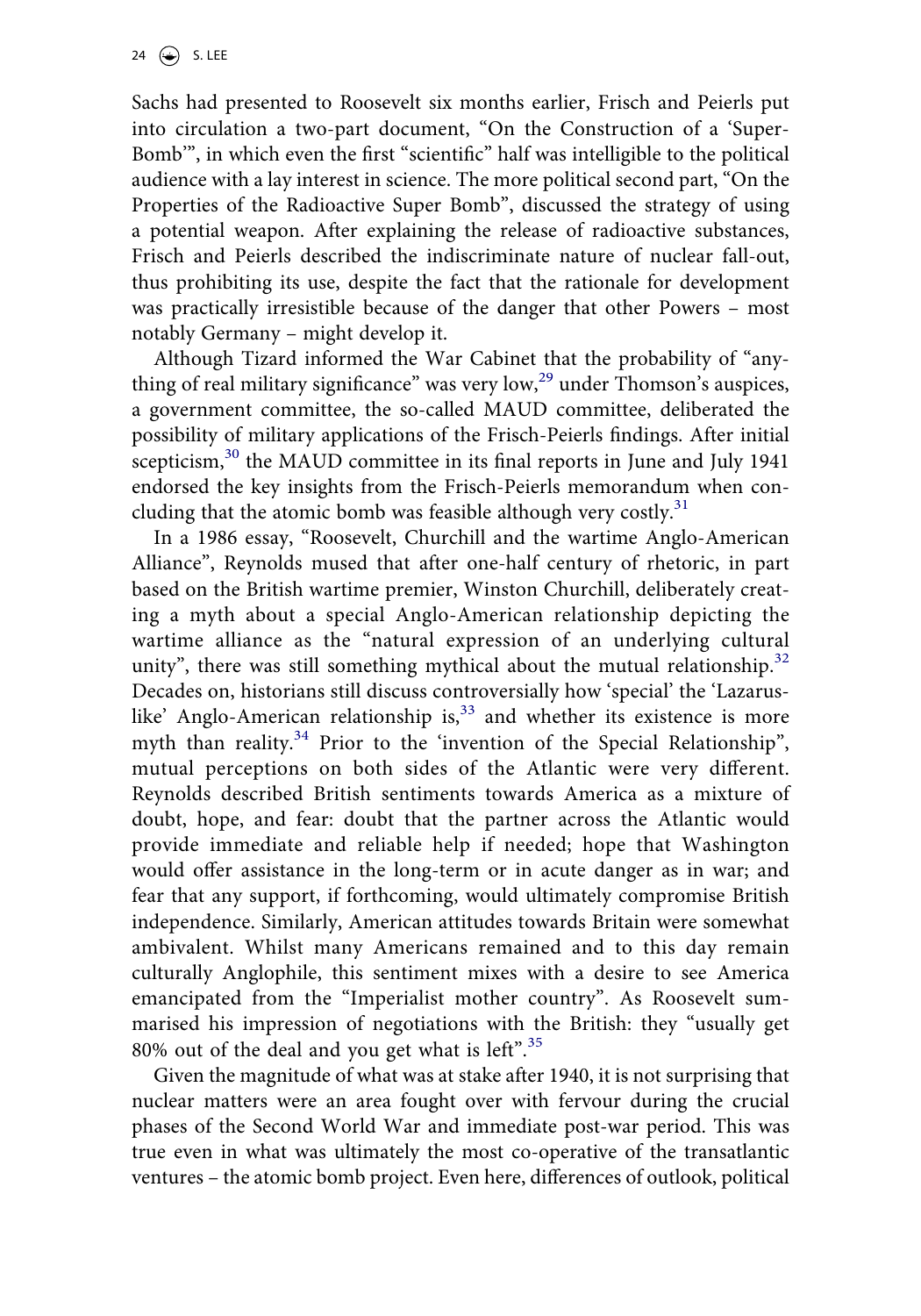Sachs had presented to Roosevelt six months earlier, Frisch and Peierls put into circulation a two-part document, "On the Construction of a 'Super-Bomb'", in which even the first "scientific" half was intelligible to the political audience with a lay interest in science. The more political second part, "On the Properties of the Radioactive Super Bomb", discussed the strategy of using a potential weapon. After explaining the release of radioactive substances, Frisch and Peierls described the indiscriminate nature of nuclear fall-out, thus prohibiting its use, despite the fact that the rationale for development was practically irresistible because of the danger that other Powers – most notably Germany – might develop it.

Although Tizard informed the War Cabinet that the probability of "anything of real military significance" was very low,[29] under Thomson's auspices, a government committee, the so-called MAUD committee, deliberated the possibility of military applications of the Frisch-Peierls findings. After initial scepticism,[30] the MAUD committee in its final reports in June and July 1941 endorsed the key insights from the Frisch-Peierls memorandum when concluding that the atomic bomb was feasible although very costly.[31]

In a 1986 essay, "Roosevelt, Churchill and the wartime Anglo-American Alliance", Reynolds mused that after one-half century of rhetoric, in part based on the British wartime premier, Winston Churchill, deliberately creating a myth about a special Anglo-American relationship depicting the wartime alliance as the "natural expression of an underlying cultural unity", there was still something mythical about the mutual relationship.[32] Decades on, historians still discuss controversially how 'special' the 'Lazarus-like' Anglo-American relationship is,[33] and whether its existence is more myth than reality.[34] Prior to the 'invention of the Special Relationship", mutual perceptions on both sides of the Atlantic were very different. Reynolds described British sentiments towards America as a mixture of doubt, hope, and fear: doubt that the partner across the Atlantic would provide immediate and reliable help if needed; hope that Washington would offer assistance in the long-term or in acute danger as in war; and fear that any support, if forthcoming, would ultimately compromise British independence. Similarly, American attitudes towards Britain were somewhat ambivalent. Whilst many Americans remained and to this day remain culturally Anglophile, this sentiment mixes with a desire to see America emancipated from the "Imperialist mother country". As Roosevelt summarised his impression of negotiations with the British: they "usually get 80% out of the deal and you get what is left".[35]

Given the magnitude of what was at stake after 1940, it is not surprising that nuclear matters were an area fought over with fervour during the crucial phases of the Second World War and immediate post-war period. This was true even in what was ultimately the most co-operative of the transatlantic ventures – the atomic bomb project. Even here, differences of outlook, political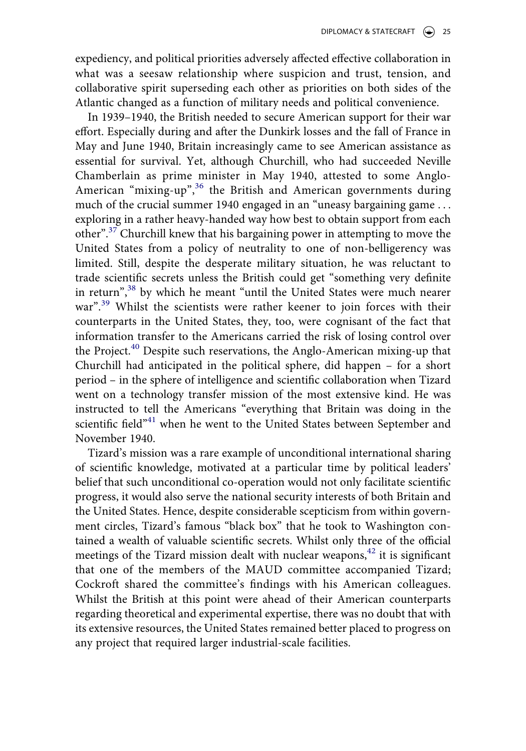expediency, and political priorities adversely affected effective collaboration in what was a seesaw relationship where suspicion and trust, tension, and collaborative spirit superseding each other as priorities on both sides of the Atlantic changed as a function of military needs and political convenience.

In 1939–1940, the British needed to secure American support for their war effort. Especially during and after the Dunkirk losses and the fall of France in May and June 1940, Britain increasingly came to see American assistance as essential for survival. Yet, although Churchill, who had succeeded Neville Chamberlain as prime minister in May 1940, attested to some Anglo-American "mixing-up",[36] the British and American governments during much of the crucial summer 1940 engaged in an "uneasy bargaining game . . . exploring in a rather heavy-handed way how best to obtain support from each other".[37] Churchill knew that his bargaining power in attempting to move the United States from a policy of neutrality to one of non-belligerency was limited. Still, despite the desperate military situation, he was reluctant to trade scientific secrets unless the British could get "something very definite in return",[38] by which he meant "until the United States were much nearer war".[39] Whilst the scientists were rather keener to join forces with their counterparts in the United States, they, too, were cognisant of the fact that information transfer to the Americans carried the risk of losing control over the Project.[40] Despite such reservations, the Anglo-American mixing-up that Churchill had anticipated in the political sphere, did happen – for a short period – in the sphere of intelligence and scientific collaboration when Tizard went on a technology transfer mission of the most extensive kind. He was instructed to tell the Americans "everything that Britain was doing in the scientific field"[41] when he went to the United States between September and November 1940.

Tizard's mission was a rare example of unconditional international sharing of scientific knowledge, motivated at a particular time by political leaders' belief that such unconditional co-operation would not only facilitate scientific progress, it would also serve the national security interests of both Britain and the United States. Hence, despite considerable scepticism from within government circles, Tizard's famous "black box" that he took to Washington contained a wealth of valuable scientific secrets. Whilst only three of the official meetings of the Tizard mission dealt with nuclear weapons,[42] it is significant that one of the members of the MAUD committee accompanied Tizard; Cockroft shared the committee's findings with his American colleagues. Whilst the British at this point were ahead of their American counterparts regarding theoretical and experimental expertise, there was no doubt that with its extensive resources, the United States remained better placed to progress on any project that required larger industrial-scale facilities.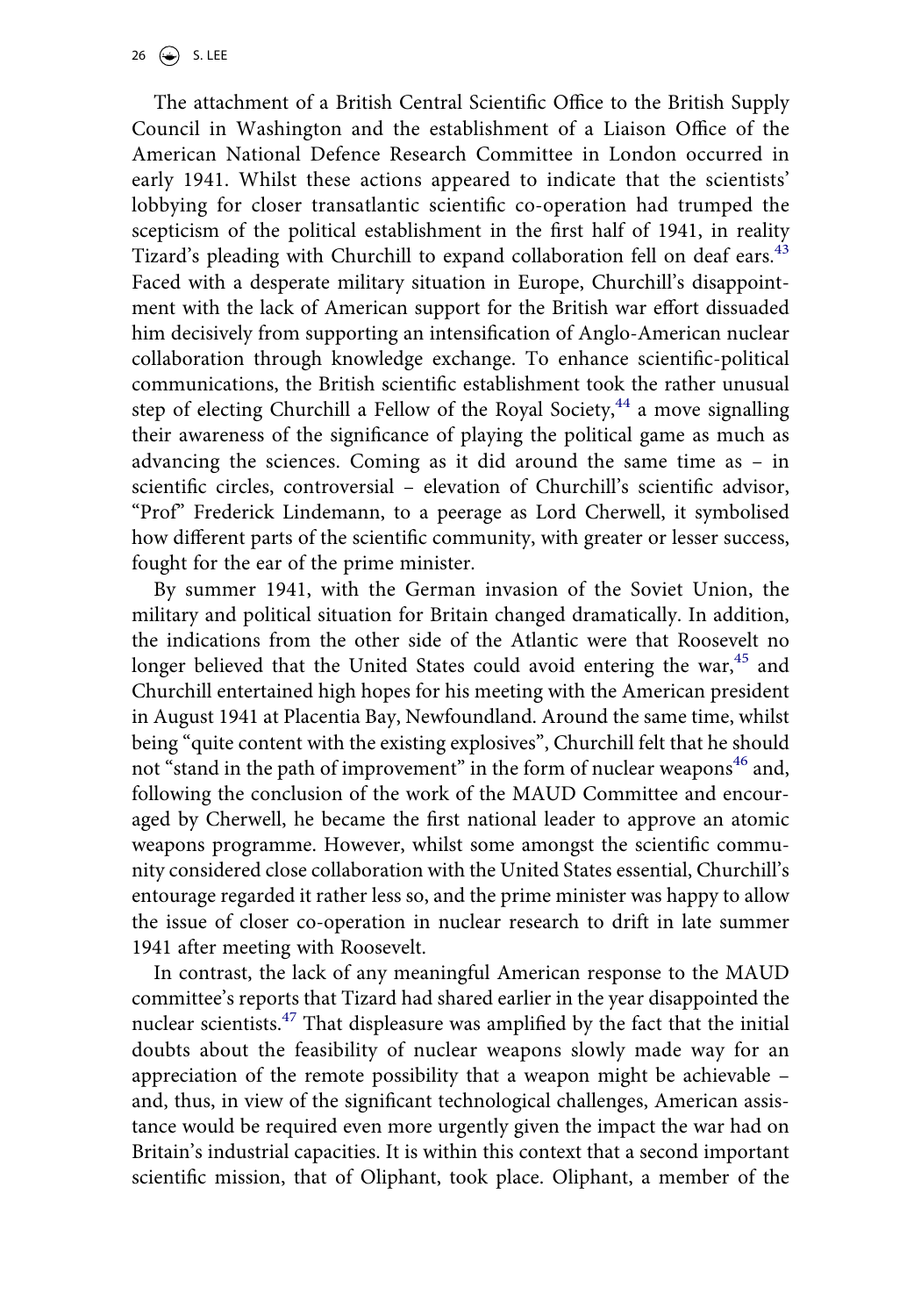The attachment of a British Central Scientific Office to the British Supply Council in Washington and the establishment of a Liaison Office of the American National Defence Research Committee in London occurred in early 1941. Whilst these actions appeared to indicate that the scientists' lobbying for closer transatlantic scientific co-operation had trumped the scepticism of the political establishment in the first half of 1941, in reality Tizard's pleading with Churchill to expand collaboration fell on deaf ears.[43] Faced with a desperate military situation in Europe, Churchill's disappointment with the lack of American support for the British war effort dissuaded him decisively from supporting an intensification of Anglo-American nuclear collaboration through knowledge exchange. To enhance scientific-political communications, the British scientific establishment took the rather unusual step of electing Churchill a Fellow of the Royal Society,[44] a move signalling their awareness of the significance of playing the political game as much as advancing the sciences. Coming as it did around the same time as – in scientific circles, controversial – elevation of Churchill's scientific advisor, "Prof" Frederick Lindemann, to a peerage as Lord Cherwell, it symbolised how different parts of the scientific community, with greater or lesser success, fought for the ear of the prime minister.

By summer 1941, with the German invasion of the Soviet Union, the military and political situation for Britain changed dramatically. In addition, the indications from the other side of the Atlantic were that Roosevelt no longer believed that the United States could avoid entering the war,[45] and Churchill entertained high hopes for his meeting with the American president in August 1941 at Placentia Bay, Newfoundland. Around the same time, whilst being "quite content with the existing explosives", Churchill felt that he should not "stand in the path of improvement" in the form of nuclear weapons[46] and, following the conclusion of the work of the MAUD Committee and encouraged by Cherwell, he became the first national leader to approve an atomic weapons programme. However, whilst some amongst the scientific community considered close collaboration with the United States essential, Churchill's entourage regarded it rather less so, and the prime minister was happy to allow the issue of closer co-operation in nuclear research to drift in late summer 1941 after meeting with Roosevelt.

In contrast, the lack of any meaningful American response to the MAUD committee's reports that Tizard had shared earlier in the year disappointed the nuclear scientists.[47] That displeasure was amplified by the fact that the initial doubts about the feasibility of nuclear weapons slowly made way for an appreciation of the remote possibility that a weapon might be achievable – and, thus, in view of the significant technological challenges, American assistance would be required even more urgently given the impact the war had on Britain's industrial capacities. It is within this context that a second important scientific mission, that of Oliphant, took place. Oliphant, a member of the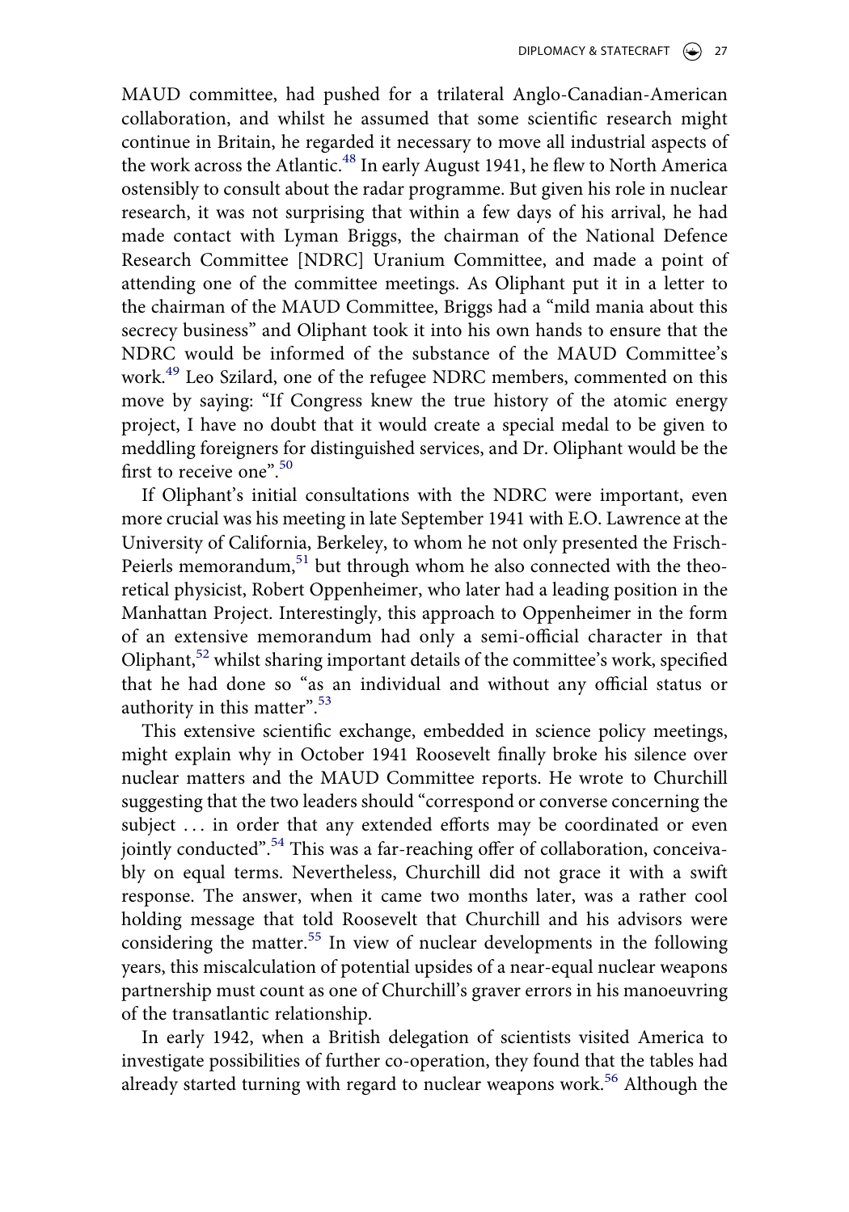MAUD committee, had pushed for a trilateral Anglo-Canadian-American collaboration, and whilst he assumed that some scientific research might continue in Britain, he regarded it necessary to move all industrial aspects of the work across the Atlantic.[48] In early August 1941, he flew to North America ostensibly to consult about the radar programme. But given his role in nuclear research, it was not surprising that within a few days of his arrival, he had made contact with Lyman Briggs, the chairman of the National Defence Research Committee [NDRC] Uranium Committee, and made a point of attending one of the committee meetings. As Oliphant put it in a letter to the chairman of the MAUD Committee, Briggs had a "mild mania about this secrecy business" and Oliphant took it into his own hands to ensure that the NDRC would be informed of the substance of the MAUD Committee's work.[49] Leo Szilard, one of the refugee NDRC members, commented on this move by saying: "If Congress knew the true history of the atomic energy project, I have no doubt that it would create a special medal to be given to meddling foreigners for distinguished services, and Dr. Oliphant would be the first to receive one".[50]

If Oliphant's initial consultations with the NDRC were important, even more crucial was his meeting in late September 1941 with E.O. Lawrence at the University of California, Berkeley, to whom he not only presented the Frisch-Peierls memorandum,[51] but through whom he also connected with the theoretical physicist, Robert Oppenheimer, who later had a leading position in the Manhattan Project. Interestingly, this approach to Oppenheimer in the form of an extensive memorandum had only a semi-official character in that Oliphant,[52] whilst sharing important details of the committee's work, specified that he had done so "as an individual and without any official status or authority in this matter".[53]

This extensive scientific exchange, embedded in science policy meetings, might explain why in October 1941 Roosevelt finally broke his silence over nuclear matters and the MAUD Committee reports. He wrote to Churchill suggesting that the two leaders should "correspond or converse concerning the subject … in order that any extended efforts may be coordinated or even jointly conducted".[54] This was a far-reaching offer of collaboration, conceivably on equal terms. Nevertheless, Churchill did not grace it with a swift response. The answer, when it came two months later, was a rather cool holding message that told Roosevelt that Churchill and his advisors were considering the matter.[55] In view of nuclear developments in the following years, this miscalculation of potential upsides of a near-equal nuclear weapons partnership must count as one of Churchill's graver errors in his manoeuvring of the transatlantic relationship.

In early 1942, when a British delegation of scientists visited America to investigate possibilities of further co-operation, they found that the tables had already started turning with regard to nuclear weapons work.[56] Although the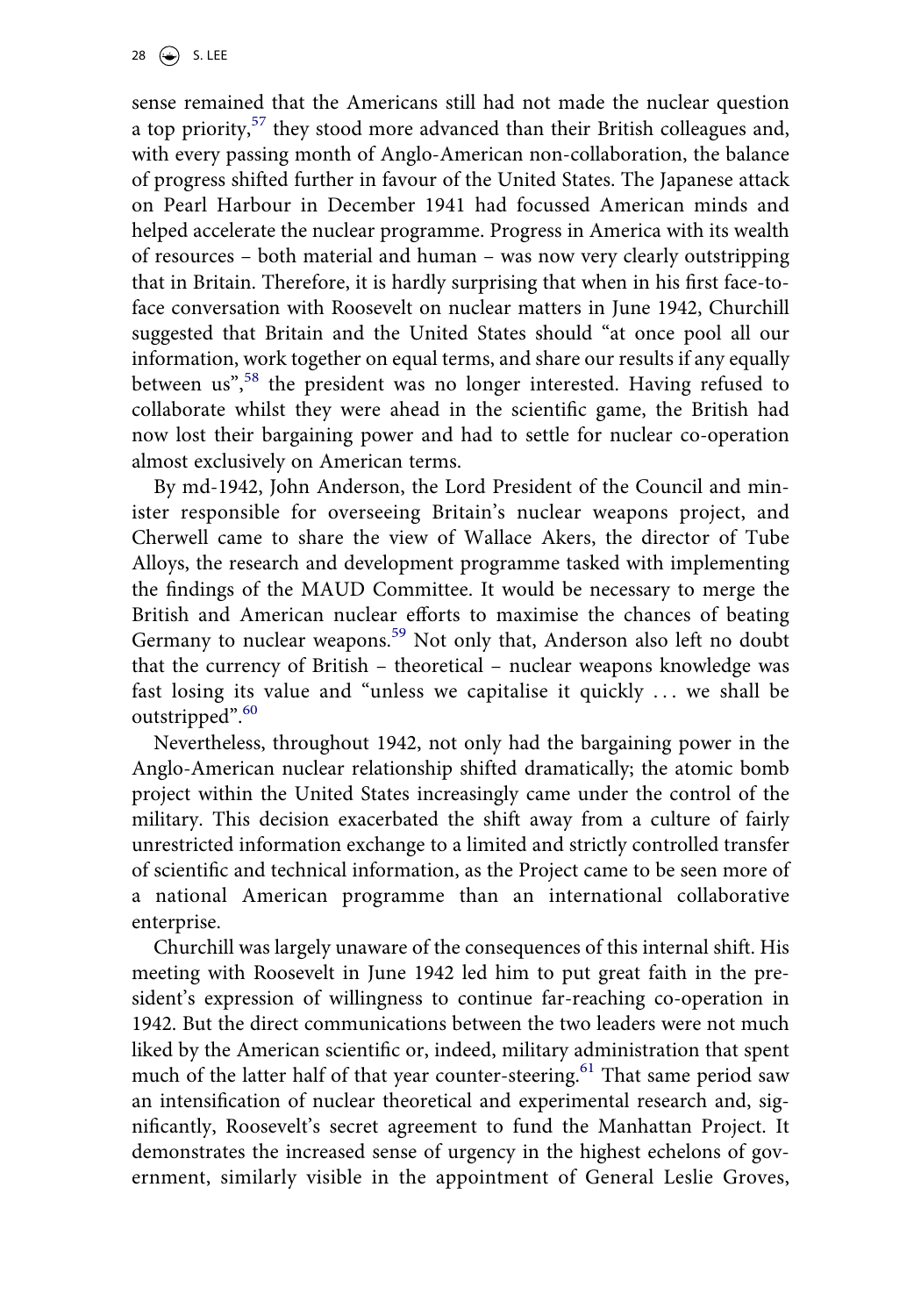sense remained that the Americans still had not made the nuclear question a top priority,[57] they stood more advanced than their British colleagues and, with every passing month of Anglo-American non-collaboration, the balance of progress shifted further in favour of the United States. The Japanese attack on Pearl Harbour in December 1941 had focussed American minds and helped accelerate the nuclear programme. Progress in America with its wealth of resources – both material and human – was now very clearly outstripping that in Britain. Therefore, it is hardly surprising that when in his first face-to-face conversation with Roosevelt on nuclear matters in June 1942, Churchill suggested that Britain and the United States should "at once pool all our information, work together on equal terms, and share our results if any equally between us",[58] the president was no longer interested. Having refused to collaborate whilst they were ahead in the scientific game, the British had now lost their bargaining power and had to settle for nuclear co-operation almost exclusively on American terms.

By md-1942, John Anderson, the Lord President of the Council and minister responsible for overseeing Britain's nuclear weapons project, and Cherwell came to share the view of Wallace Akers, the director of Tube Alloys, the research and development programme tasked with implementing the findings of the MAUD Committee. It would be necessary to merge the British and American nuclear efforts to maximise the chances of beating Germany to nuclear weapons.[59] Not only that, Anderson also left no doubt that the currency of British – theoretical – nuclear weapons knowledge was fast losing its value and "unless we capitalise it quickly … we shall be outstripped".[60]

Nevertheless, throughout 1942, not only had the bargaining power in the Anglo-American nuclear relationship shifted dramatically; the atomic bomb project within the United States increasingly came under the control of the military. This decision exacerbated the shift away from a culture of fairly unrestricted information exchange to a limited and strictly controlled transfer of scientific and technical information, as the Project came to be seen more of a national American programme than an international collaborative enterprise.

Churchill was largely unaware of the consequences of this internal shift. His meeting with Roosevelt in June 1942 led him to put great faith in the president's expression of willingness to continue far-reaching co-operation in 1942. But the direct communications between the two leaders were not much liked by the American scientific or, indeed, military administration that spent much of the latter half of that year counter-steering.[61] That same period saw an intensification of nuclear theoretical and experimental research and, significantly, Roosevelt's secret agreement to fund the Manhattan Project. It demonstrates the increased sense of urgency in the highest echelons of government, similarly visible in the appointment of General Leslie Groves,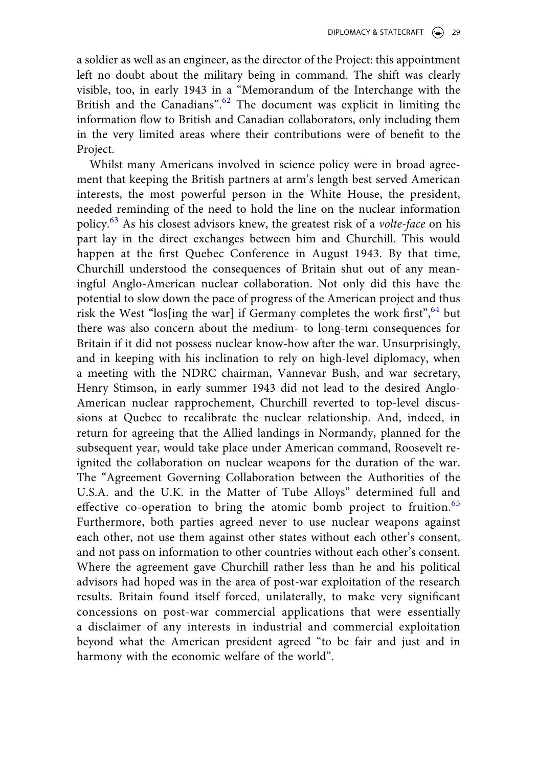a soldier as well as an engineer, as the director of the Project: this appointment left no doubt about the military being in command. The shift was clearly visible, too, in early 1943 in a "Memorandum of the Interchange with the British and the Canadians".[62] The document was explicit in limiting the information flow to British and Canadian collaborators, only including them in the very limited areas where their contributions were of benefit to the Project.

Whilst many Americans involved in science policy were in broad agreement that keeping the British partners at arm's length best served American interests, the most powerful person in the White House, the president, needed reminding of the need to hold the line on the nuclear information policy.[63] As his closest advisors knew, the greatest risk of a *volte-face* on his part lay in the direct exchanges between him and Churchill. This would happen at the first Quebec Conference in August 1943. By that time, Churchill understood the consequences of Britain shut out of any meaningful Anglo-American nuclear collaboration. Not only did this have the potential to slow down the pace of progress of the American project and thus risk the West "los[ing the war] if Germany completes the work first",[64] but there was also concern about the medium- to long-term consequences for Britain if it did not possess nuclear know-how after the war. Unsurprisingly, and in keeping with his inclination to rely on high-level diplomacy, when a meeting with the NDRC chairman, Vannevar Bush, and war secretary, Henry Stimson, in early summer 1943 did not lead to the desired Anglo-American nuclear rapprochement, Churchill reverted to top-level discussions at Quebec to recalibrate the nuclear relationship. And, indeed, in return for agreeing that the Allied landings in Normandy, planned for the subsequent year, would take place under American command, Roosevelt re-ignited the collaboration on nuclear weapons for the duration of the war. The "Agreement Governing Collaboration between the Authorities of the U.S.A. and the U.K. in the Matter of Tube Alloys" determined full and effective co-operation to bring the atomic bomb project to fruition.[65] Furthermore, both parties agreed never to use nuclear weapons against each other, not use them against other states without each other's consent, and not pass on information to other countries without each other's consent. Where the agreement gave Churchill rather less than he and his political advisors had hoped was in the area of post-war exploitation of the research results. Britain found itself forced, unilaterally, to make very significant concessions on post-war commercial applications that were essentially a disclaimer of any interests in industrial and commercial exploitation beyond what the American president agreed "to be fair and just and in harmony with the economic welfare of the world".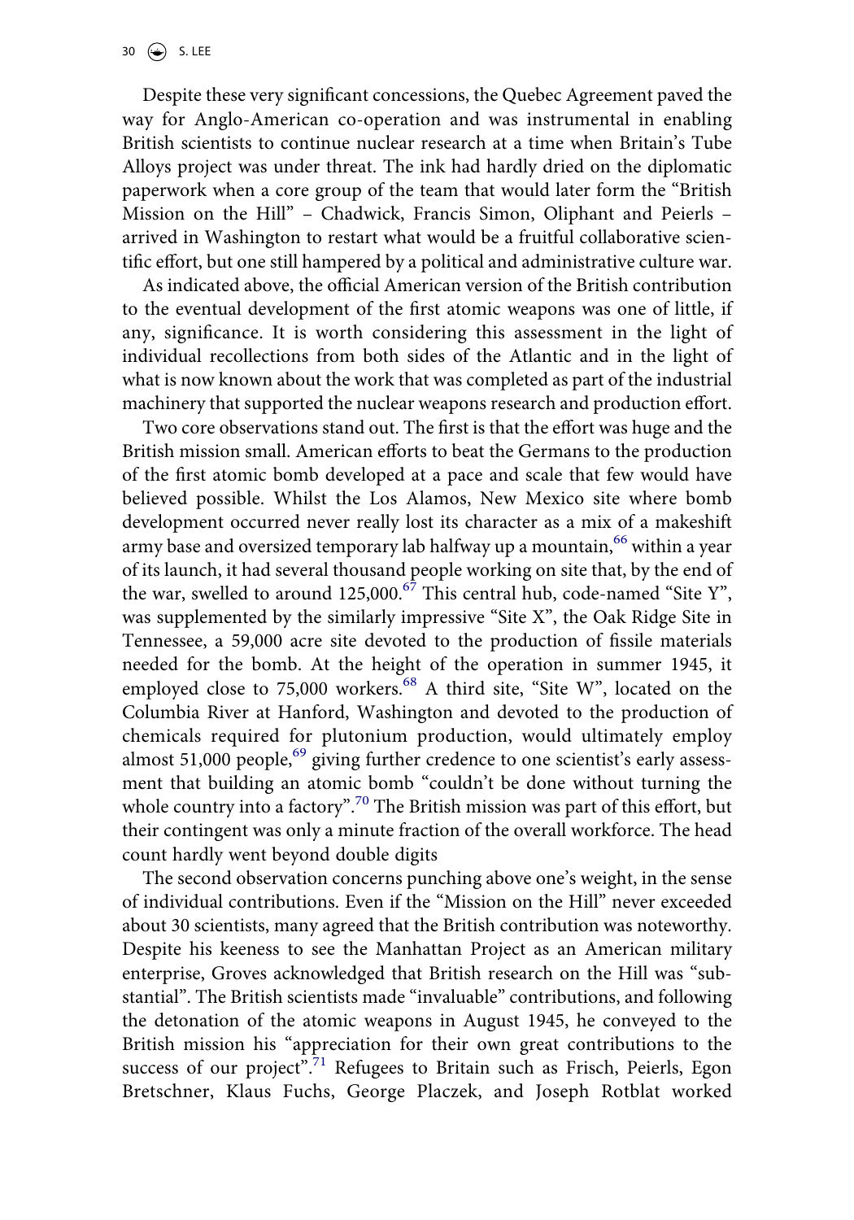Despite these very significant concessions, the Quebec Agreement paved the way for Anglo-American co-operation and was instrumental in enabling British scientists to continue nuclear research at a time when Britain's Tube Alloys project was under threat. The ink had hardly dried on the diplomatic paperwork when a core group of the team that would later form the "British Mission on the Hill" – Chadwick, Francis Simon, Oliphant and Peierls – arrived in Washington to restart what would be a fruitful collaborative scientific effort, but one still hampered by a political and administrative culture war.

As indicated above, the official American version of the British contribution to the eventual development of the first atomic weapons was one of little, if any, significance. It is worth considering this assessment in the light of individual recollections from both sides of the Atlantic and in the light of what is now known about the work that was completed as part of the industrial machinery that supported the nuclear weapons research and production effort.

Two core observations stand out. The first is that the effort was huge and the British mission small. American efforts to beat the Germans to the production of the first atomic bomb developed at a pace and scale that few would have believed possible. Whilst the Los Alamos, New Mexico site where bomb development occurred never really lost its character as a mix of a makeshift army base and oversized temporary lab halfway up a mountain,[66] within a year of its launch, it had several thousand people working on site that, by the end of the war, swelled to around 125,000.[67] This central hub, code-named "Site Y", was supplemented by the similarly impressive "Site X", the Oak Ridge Site in Tennessee, a 59,000 acre site devoted to the production of fissile materials needed for the bomb. At the height of the operation in summer 1945, it employed close to 75,000 workers.[68] A third site, "Site W", located on the Columbia River at Hanford, Washington and devoted to the production of chemicals required for plutonium production, would ultimately employ almost 51,000 people,[69] giving further credence to one scientist's early assessment that building an atomic bomb "couldn't be done without turning the whole country into a factory".[70] The British mission was part of this effort, but their contingent was only a minute fraction of the overall workforce. The head count hardly went beyond double digits

The second observation concerns punching above one's weight, in the sense of individual contributions. Even if the "Mission on the Hill" never exceeded about 30 scientists, many agreed that the British contribution was noteworthy. Despite his keeness to see the Manhattan Project as an American military enterprise, Groves acknowledged that British research on the Hill was "substantial". The British scientists made "invaluable" contributions, and following the detonation of the atomic weapons in August 1945, he conveyed to the British mission his "appreciation for their own great contributions to the success of our project".[71] Refugees to Britain such as Frisch, Peierls, Egon Bretschner, Klaus Fuchs, George Placzek, and Joseph Rotblat worked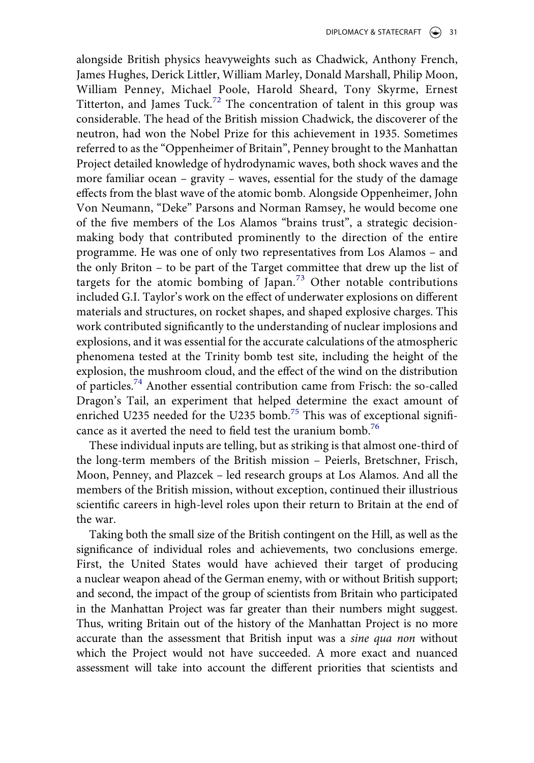alongside British physics heavyweights such as Chadwick, Anthony French, James Hughes, Derick Littler, William Marley, Donald Marshall, Philip Moon, William Penney, Michael Poole, Harold Sheard, Tony Skyrme, Ernest Titterton, and James Tuck.[72] The concentration of talent in this group was considerable. The head of the British mission Chadwick, the discoverer of the neutron, had won the Nobel Prize for this achievement in 1935. Sometimes referred to as the "Oppenheimer of Britain", Penney brought to the Manhattan Project detailed knowledge of hydrodynamic waves, both shock waves and the more familiar ocean – gravity – waves, essential for the study of the damage effects from the blast wave of the atomic bomb. Alongside Oppenheimer, John Von Neumann, "Deke" Parsons and Norman Ramsey, he would become one of the five members of the Los Alamos "brains trust", a strategic decision-making body that contributed prominently to the direction of the entire programme. He was one of only two representatives from Los Alamos – and the only Briton – to be part of the Target committee that drew up the list of targets for the atomic bombing of Japan.[73] Other notable contributions included G.I. Taylor's work on the effect of underwater explosions on different materials and structures, on rocket shapes, and shaped explosive charges. This work contributed significantly to the understanding of nuclear implosions and explosions, and it was essential for the accurate calculations of the atmospheric phenomena tested at the Trinity bomb test site, including the height of the explosion, the mushroom cloud, and the effect of the wind on the distribution of particles.[74] Another essential contribution came from Frisch: the so-called Dragon's Tail, an experiment that helped determine the exact amount of enriched U235 needed for the U235 bomb.[75] This was of exceptional significance as it averted the need to field test the uranium bomb.[76]

These individual inputs are telling, but as striking is that almost one-third of the long-term members of the British mission – Peierls, Bretschner, Frisch, Moon, Penney, and Plazcek – led research groups at Los Alamos. And all the members of the British mission, without exception, continued their illustrious scientific careers in high-level roles upon their return to Britain at the end of the war.

Taking both the small size of the British contingent on the Hill, as well as the significance of individual roles and achievements, two conclusions emerge. First, the United States would have achieved their target of producing a nuclear weapon ahead of the German enemy, with or without British support; and second, the impact of the group of scientists from Britain who participated in the Manhattan Project was far greater than their numbers might suggest. Thus, writing Britain out of the history of the Manhattan Project is no more accurate than the assessment that British input was a *sine qua non* without which the Project would not have succeeded. A more exact and nuanced assessment will take into account the different priorities that scientists and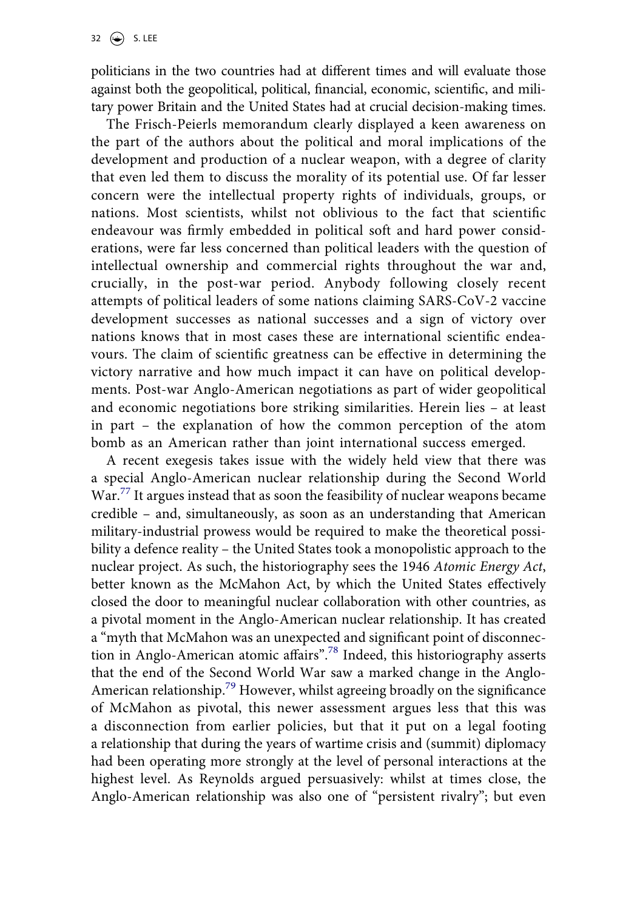politicians in the two countries had at different times and will evaluate those against both the geopolitical, political, financial, economic, scientific, and military power Britain and the United States had at crucial decision-making times.

The Frisch-Peierls memorandum clearly displayed a keen awareness on the part of the authors about the political and moral implications of the development and production of a nuclear weapon, with a degree of clarity that even led them to discuss the morality of its potential use. Of far lesser concern were the intellectual property rights of individuals, groups, or nations. Most scientists, whilst not oblivious to the fact that scientific endeavour was firmly embedded in political soft and hard power considerations, were far less concerned than political leaders with the question of intellectual ownership and commercial rights throughout the war and, crucially, in the post-war period. Anybody following closely recent attempts of political leaders of some nations claiming SARS-CoV-2 vaccine development successes as national successes and a sign of victory over nations knows that in most cases these are international scientific endeavours. The claim of scientific greatness can be effective in determining the victory narrative and how much impact it can have on political developments. Post-war Anglo-American negotiations as part of wider geopolitical and economic negotiations bore striking similarities. Herein lies – at least in part – the explanation of how the common perception of the atom bomb as an American rather than joint international success emerged.

A recent exegesis takes issue with the widely held view that there was a special Anglo-American nuclear relationship during the Second World War.[77] It argues instead that as soon the feasibility of nuclear weapons became credible – and, simultaneously, as soon as an understanding that American military-industrial prowess would be required to make the theoretical possibility a defence reality – the United States took a monopolistic approach to the nuclear project. As such, the historiography sees the 1946 *Atomic Energy Act*, better known as the McMahon Act, by which the United States effectively closed the door to meaningful nuclear collaboration with other countries, as a pivotal moment in the Anglo-American nuclear relationship. It has created a "myth that McMahon was an unexpected and significant point of disconnection in Anglo-American atomic affairs".[78] Indeed, this historiography asserts that the end of the Second World War saw a marked change in the Anglo-American relationship.[79] However, whilst agreeing broadly on the significance of McMahon as pivotal, this newer assessment argues less that this was a disconnection from earlier policies, but that it put on a legal footing a relationship that during the years of wartime crisis and (summit) diplomacy had been operating more strongly at the level of personal interactions at the highest level. As Reynolds argued persuasively: whilst at times close, the Anglo-American relationship was also one of "persistent rivalry"; but even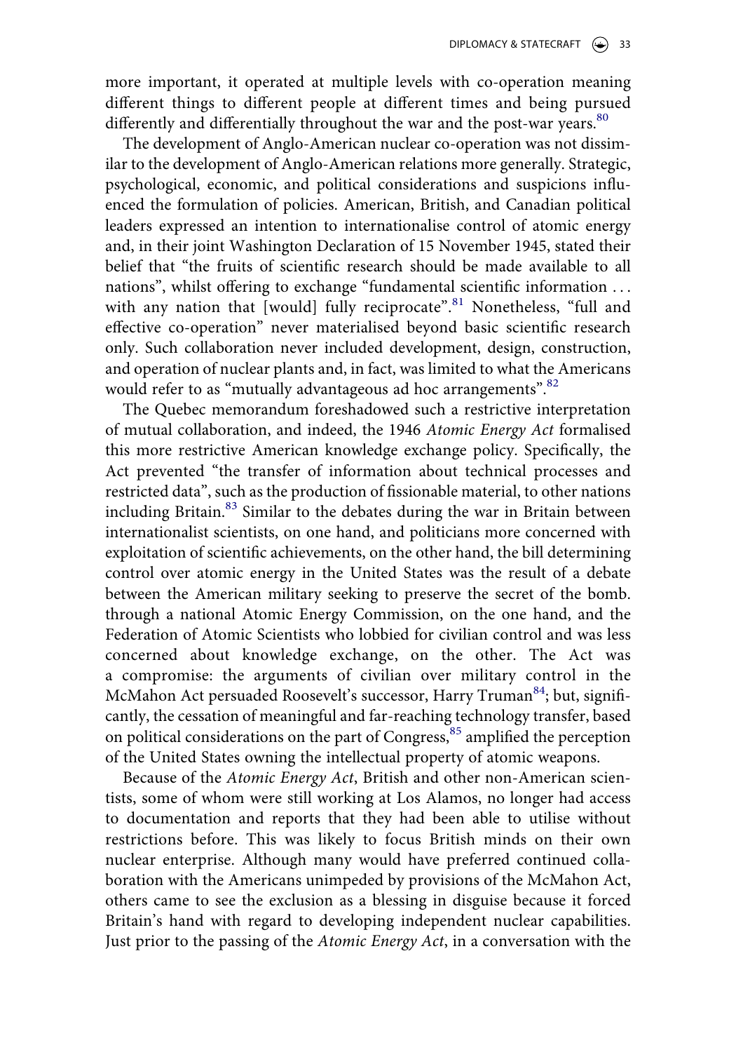more important, it operated at multiple levels with co-operation meaning different things to different people at different times and being pursued differently and differentially throughout the war and the post-war years.[80]

The development of Anglo-American nuclear co-operation was not dissimilar to the development of Anglo-American relations more generally. Strategic, psychological, economic, and political considerations and suspicions influenced the formulation of policies. American, British, and Canadian political leaders expressed an intention to internationalise control of atomic energy and, in their joint Washington Declaration of 15 November 1945, stated their belief that "the fruits of scientific research should be made available to all nations", whilst offering to exchange "fundamental scientific information . . . with any nation that [would] fully reciprocate".[81] Nonetheless, "full and effective co-operation" never materialised beyond basic scientific research only. Such collaboration never included development, design, construction, and operation of nuclear plants and, in fact, was limited to what the Americans would refer to as "mutually advantageous ad hoc arrangements".[82]

The Quebec memorandum foreshadowed such a restrictive interpretation of mutual collaboration, and indeed, the 1946 *Atomic Energy Act* formalised this more restrictive American knowledge exchange policy. Specifically, the Act prevented "the transfer of information about technical processes and restricted data", such as the production of fissionable material, to other nations including Britain.[83] Similar to the debates during the war in Britain between internationalist scientists, on one hand, and politicians more concerned with exploitation of scientific achievements, on the other hand, the bill determining control over atomic energy in the United States was the result of a debate between the American military seeking to preserve the secret of the bomb. through a national Atomic Energy Commission, on the one hand, and the Federation of Atomic Scientists who lobbied for civilian control and was less concerned about knowledge exchange, on the other. The Act was a compromise: the arguments of civilian over military control in the McMahon Act persuaded Roosevelt's successor, Harry Truman[84]; but, significantly, the cessation of meaningful and far-reaching technology transfer, based on political considerations on the part of Congress,[85] amplified the perception of the United States owning the intellectual property of atomic weapons.

Because of the *Atomic Energy Act*, British and other non-American scientists, some of whom were still working at Los Alamos, no longer had access to documentation and reports that they had been able to utilise without restrictions before. This was likely to focus British minds on their own nuclear enterprise. Although many would have preferred continued collaboration with the Americans unimpeded by provisions of the McMahon Act, others came to see the exclusion as a blessing in disguise because it forced Britain's hand with regard to developing independent nuclear capabilities. Just prior to the passing of the *Atomic Energy Act*, in a conversation with the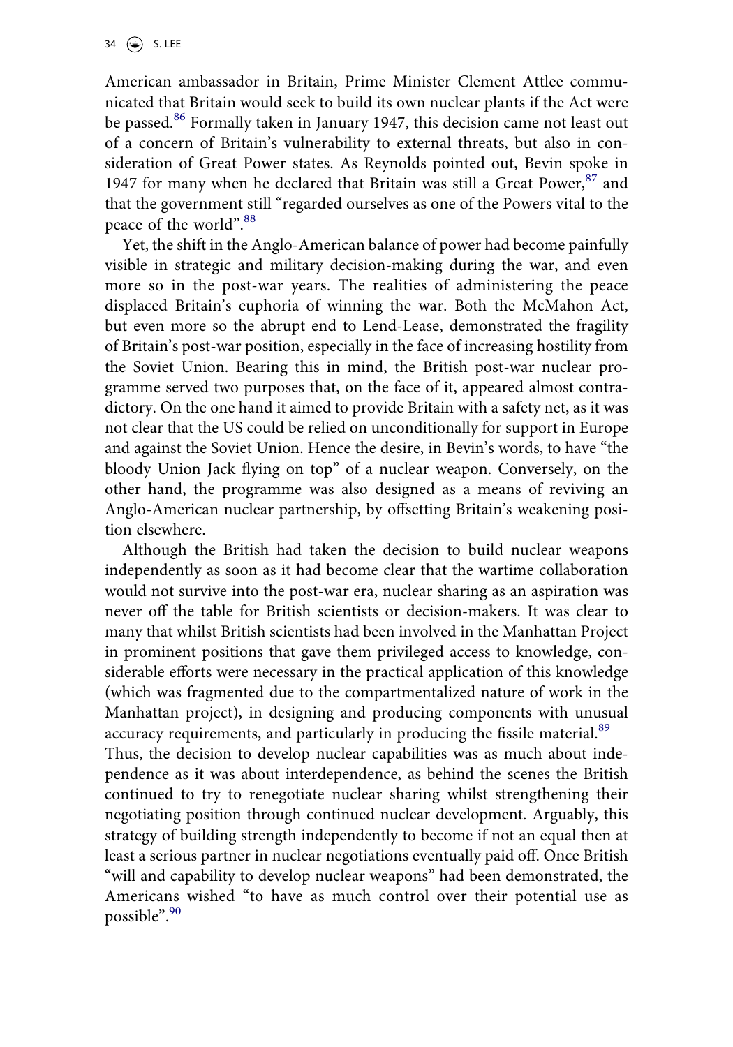American ambassador in Britain, Prime Minister Clement Attlee communicated that Britain would seek to build its own nuclear plants if the Act were be passed.[86] Formally taken in January 1947, this decision came not least out of a concern of Britain's vulnerability to external threats, but also in consideration of Great Power states. As Reynolds pointed out, Bevin spoke in 1947 for many when he declared that Britain was still a Great Power,[87] and that the government still "regarded ourselves as one of the Powers vital to the peace of the world".[88]

Yet, the shift in the Anglo-American balance of power had become painfully visible in strategic and military decision-making during the war, and even more so in the post-war years. The realities of administering the peace displaced Britain's euphoria of winning the war. Both the McMahon Act, but even more so the abrupt end to Lend-Lease, demonstrated the fragility of Britain's post-war position, especially in the face of increasing hostility from the Soviet Union. Bearing this in mind, the British post-war nuclear programme served two purposes that, on the face of it, appeared almost contradictory. On the one hand it aimed to provide Britain with a safety net, as it was not clear that the US could be relied on unconditionally for support in Europe and against the Soviet Union. Hence the desire, in Bevin's words, to have "the bloody Union Jack flying on top" of a nuclear weapon. Conversely, on the other hand, the programme was also designed as a means of reviving an Anglo-American nuclear partnership, by offsetting Britain's weakening position elsewhere.

Although the British had taken the decision to build nuclear weapons independently as soon as it had become clear that the wartime collaboration would not survive into the post-war era, nuclear sharing as an aspiration was never off the table for British scientists or decision-makers. It was clear to many that whilst British scientists had been involved in the Manhattan Project in prominent positions that gave them privileged access to knowledge, considerable efforts were necessary in the practical application of this knowledge (which was fragmented due to the compartmentalized nature of work in the Manhattan project), in designing and producing components with unusual accuracy requirements, and particularly in producing the fissile material.[89]

Thus, the decision to develop nuclear capabilities was as much about independence as it was about interdependence, as behind the scenes the British continued to try to renegotiate nuclear sharing whilst strengthening their negotiating position through continued nuclear development. Arguably, this strategy of building strength independently to become if not an equal then at least a serious partner in nuclear negotiations eventually paid off. Once British "will and capability to develop nuclear weapons" had been demonstrated, the Americans wished "to have as much control over their potential use as possible".[90]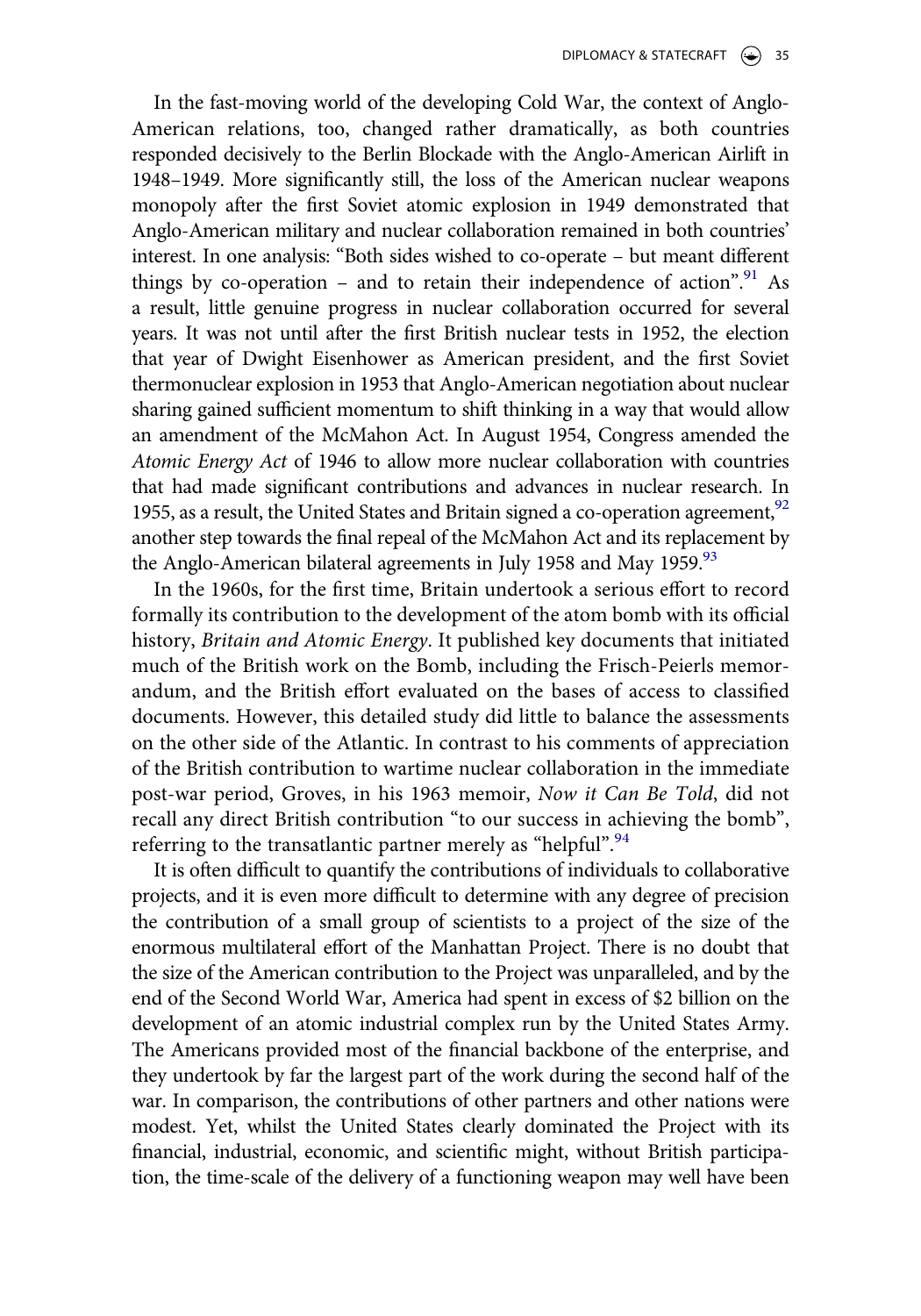In the fast-moving world of the developing Cold War, the context of Anglo-American relations, too, changed rather dramatically, as both countries responded decisively to the Berlin Blockade with the Anglo-American Airlift in 1948–1949. More significantly still, the loss of the American nuclear weapons monopoly after the first Soviet atomic explosion in 1949 demonstrated that Anglo-American military and nuclear collaboration remained in both countries' interest. In one analysis: "Both sides wished to co-operate – but meant different things by co-operation – and to retain their independence of action".[91] As a result, little genuine progress in nuclear collaboration occurred for several years. It was not until after the first British nuclear tests in 1952, the election that year of Dwight Eisenhower as American president, and the first Soviet thermonuclear explosion in 1953 that Anglo-American negotiation about nuclear sharing gained sufficient momentum to shift thinking in a way that would allow an amendment of the McMahon Act. In August 1954, Congress amended the *Atomic Energy Act* of 1946 to allow more nuclear collaboration with countries that had made significant contributions and advances in nuclear research. In 1955, as a result, the United States and Britain signed a co-operation agreement,[92] another step towards the final repeal of the McMahon Act and its replacement by the Anglo-American bilateral agreements in July 1958 and May 1959.[93]

In the 1960s, for the first time, Britain undertook a serious effort to record formally its contribution to the development of the atom bomb with its official history, *Britain and Atomic Energy*. It published key documents that initiated much of the British work on the Bomb, including the Frisch-Peierls memorandum, and the British effort evaluated on the bases of access to classified documents. However, this detailed study did little to balance the assessments on the other side of the Atlantic. In contrast to his comments of appreciation of the British contribution to wartime nuclear collaboration in the immediate post-war period, Groves, in his 1963 memoir, *Now it Can Be Told*, did not recall any direct British contribution "to our success in achieving the bomb", referring to the transatlantic partner merely as "helpful".[94]

It is often difficult to quantify the contributions of individuals to collaborative projects, and it is even more difficult to determine with any degree of precision the contribution of a small group of scientists to a project of the size of the enormous multilateral effort of the Manhattan Project. There is no doubt that the size of the American contribution to the Project was unparalleled, and by the end of the Second World War, America had spent in excess of $2 billion on the development of an atomic industrial complex run by the United States Army. The Americans provided most of the financial backbone of the enterprise, and they undertook by far the largest part of the work during the second half of the war. In comparison, the contributions of other partners and other nations were modest. Yet, whilst the United States clearly dominated the Project with its financial, industrial, economic, and scientific might, without British participation, the time-scale of the delivery of a functioning weapon may well have been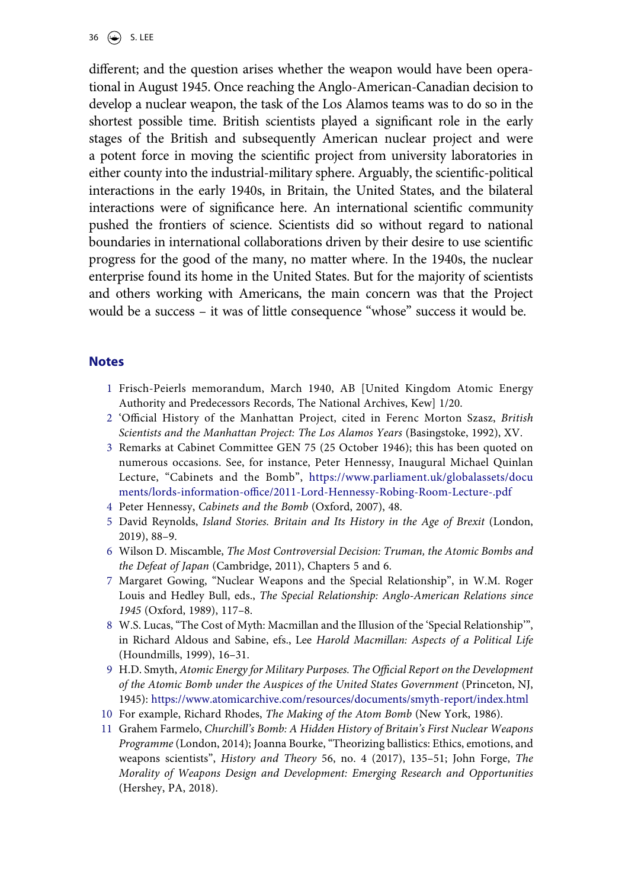different; and the question arises whether the weapon would have been operational in August 1945. Once reaching the Anglo-American-Canadian decision to develop a nuclear weapon, the task of the Los Alamos teams was to do so in the shortest possible time. British scientists played a significant role in the early stages of the British and subsequently American nuclear project and were a potent force in moving the scientific project from university laboratories in either county into the industrial-military sphere. Arguably, the scientific-political interactions in the early 1940s, in Britain, the United States, and the bilateral interactions were of significance here. An international scientific community pushed the frontiers of science. Scientists did so without regard to national boundaries in international collaborations driven by their desire to use scientific progress for the good of the many, no matter where. In the 1940s, the nuclear enterprise found its home in the United States. But for the majority of scientists and others working with Americans, the main concern was that the Project would be a success – it was of little consequence "whose" success it would be.

## Notes

1. Frisch-Peierls memorandum, March 1940, AB [United Kingdom Atomic Energy Authority and Predecessors Records, The National Archives, Kew] 1/20.
2. 'Official History of the Manhattan Project, cited in Ferenc Morton Szasz, *British Scientists and the Manhattan Project: The Los Alamos Years* (Basingstoke, 1992), XV.
3. Remarks at Cabinet Committee GEN 75 (25 October 1946); this has been quoted on numerous occasions. See, for instance, Peter Hennessy, Inaugural Michael Quinlan Lecture, "Cabinets and the Bomb", https://www.parliament.uk/globalassets/documents/lords-information-office/2011-Lord-Hennessy-Robing-Room-Lecture-.pdf
4. Peter Hennessy, *Cabinets and the Bomb* (Oxford, 2007), 48.
5. David Reynolds, *Island Stories. Britain and Its History in the Age of Brexit* (London, 2019), 88–9.
6. Wilson D. Miscamble, *The Most Controversial Decision: Truman, the Atomic Bombs and the Defeat of Japan* (Cambridge, 2011), Chapters 5 and 6.
7. Margaret Gowing, "Nuclear Weapons and the Special Relationship", in W.M. Roger Louis and Hedley Bull, eds., *The Special Relationship: Anglo-American Relations since 1945* (Oxford, 1989), 117–8.
8. W.S. Lucas, "The Cost of Myth: Macmillan and the Illusion of the 'Special Relationship'", in Richard Aldous and Sabine, efs., Lee *Harold Macmillan: Aspects of a Political Life* (Houndmills, 1999), 16–31.
9. H.D. Smyth, *Atomic Energy for Military Purposes. The Official Report on the Development of the Atomic Bomb under the Auspices of the United States Government* (Princeton, NJ, 1945): https://www.atomicarchive.com/resources/documents/smyth-report/index.html
10. For example, Richard Rhodes, *The Making of the Atom Bomb* (New York, 1986).
11. Grahem Farmelo, *Churchill's Bomb: A Hidden History of Britain's First Nuclear Weapons Programme* (London, 2014); Joanna Bourke, "Theorizing ballistics: Ethics, emotions, and weapons scientists", *History and Theory* 56, no. 4 (2017), 135–51; John Forge, *The Morality of Weapons Design and Development: Emerging Research and Opportunities* (Hershey, PA, 2018).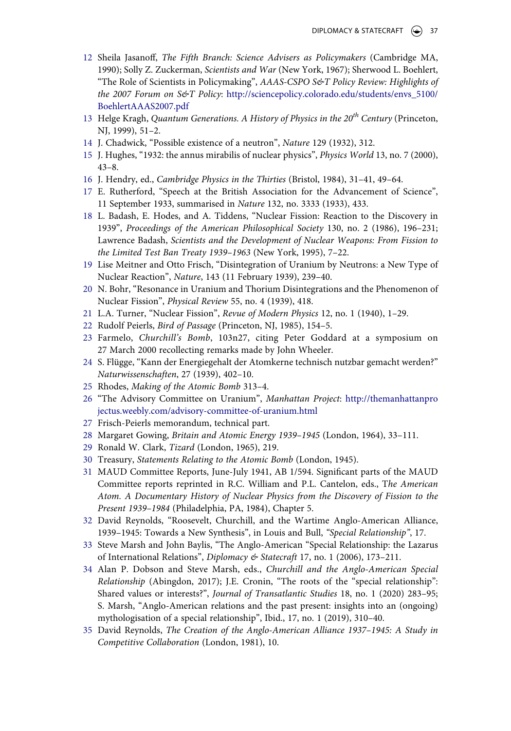12 Sheila Jasanoff, *The Fifth Branch: Science Advisers as Policymakers* (Cambridge MA, 1990); Solly Z. Zuckerman, *Scientists and War* (New York, 1967); Sherwood L. Boehlert, "The Role of Scientists in Policymaking", *AAAS-CSPO S&T Policy Review: Highlights of the 2007 Forum on S&T Policy*: http://sciencepolicy.colorado.edu/students/envs_5100/BoehlertAAAS2007.pdf

13 Helge Kragh, *Quantum Generations. A History of Physics in the 20th Century* (Princeton, NJ, 1999), 51–2.

14 J. Chadwick, "Possible existence of a neutron", *Nature* 129 (1932), 312.

15 J. Hughes, "1932: the annus mirabilis of nuclear physics", *Physics World* 13, no. 7 (2000), 43–8.

16 J. Hendry, ed., *Cambridge Physics in the Thirties* (Bristol, 1984), 31–41, 49–64.

17 E. Rutherford, "Speech at the British Association for the Advancement of Science", 11 September 1933, summarised in *Nature* 132, no. 3333 (1933), 433.

18 L. Badash, E. Hodes, and A. Tiddens, "Nuclear Fission: Reaction to the Discovery in 1939", *Proceedings of the American Philosophical Society* 130, no. 2 (1986), 196–231; Lawrence Badash, *Scientists and the Development of Nuclear Weapons: From Fission to the Limited Test Ban Treaty 1939–1963* (New York, 1995), 7–22.

19 Lise Meitner and Otto Frisch, "Disintegration of Uranium by Neutrons: a New Type of Nuclear Reaction", *Nature*, 143 (11 February 1939), 239–40.

20 N. Bohr, "Resonance in Uranium and Thorium Disintegrations and the Phenomenon of Nuclear Fission", *Physical Review* 55, no. 4 (1939), 418.

21 L.A. Turner, "Nuclear Fission", *Revue of Modern Physics* 12, no. 1 (1940), 1–29.

22 Rudolf Peierls, *Bird of Passage* (Princeton, NJ, 1985), 154–5.

23 Farmelo, *Churchill's Bomb*, 103n27, citing Peter Goddard at a symposium on 27 March 2000 recollecting remarks made by John Wheeler.

24 S. Flügge, "Kann der Energiegehalt der Atomkerne technisch nutzbar gemacht werden?" *Naturwissenschaften*, 27 (1939), 402–10.

25 Rhodes, *Making of the Atomic Bomb* 313–4.

26 "The Advisory Committee on Uranium", *Manhattan Project*: http://themanhattanprojectus.weebly.com/advisory-committee-of-uranium.html

27 Frisch-Peierls memorandum, technical part.

28 Margaret Gowing, *Britain and Atomic Energy 1939–1945* (London, 1964), 33–111.

29 Ronald W. Clark, *Tizard* (London, 1965), 219.

30 Treasury, *Statements Relating to the Atomic Bomb* (London, 1945).

31 MAUD Committee Reports, June-July 1941, AB 1/594. Significant parts of the MAUD Committee reports reprinted in R.C. William and P.L. Cantelon, eds., T*he American Atom. A Documentary History of Nuclear Physics from the Discovery of Fission to the Present 1939–1984* (Philadelphia, PA, 1984), Chapter 5.

32 David Reynolds, "Roosevelt, Churchill, and the Wartime Anglo-American Alliance, 1939–1945: Towards a New Synthesis", in Louis and Bull, *"Special Relationship"*, 17.

33 Steve Marsh and John Baylis, "The Anglo-American "Special Relationship: the Lazarus of International Relations", *Diplomacy & Statecraft* 17, no. 1 (2006), 173–211.

34 Alan P. Dobson and Steve Marsh, eds., *Churchill and the Anglo-American Special Relationship* (Abingdon, 2017); J.E. Cronin, "The roots of the "special relationship": Shared values or interests?", *Journal of Transatlantic Studies* 18, no. 1 (2020) 283–95; S. Marsh, "Anglo-American relations and the past present: insights into an (ongoing) mythologisation of a special relationship", Ibid., 17, no. 1 (2019), 310–40.

35 David Reynolds, *The Creation of the Anglo-American Alliance 1937–1945: A Study in Competitive Collaboration* (London, 1981), 10.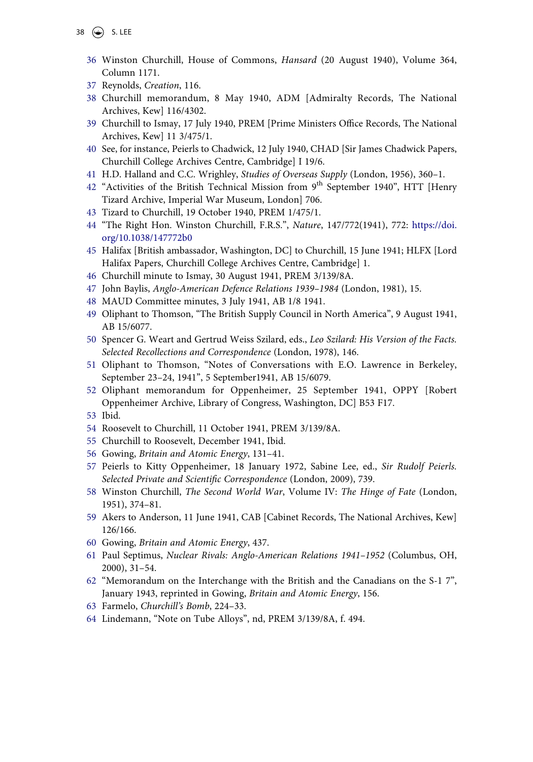36 Winston Churchill, House of Commons, *Hansard* (20 August 1940), Volume 364, Column 1171.
37 Reynolds, *Creation*, 116.
38 Churchill memorandum, 8 May 1940, ADM [Admiralty Records, The National Archives, Kew] 116/4302.
39 Churchill to Ismay, 17 July 1940, PREM [Prime Ministers Office Records, The National Archives, Kew] 11 3/475/1.
40 See, for instance, Peierls to Chadwick, 12 July 1940, CHAD [Sir James Chadwick Papers, Churchill College Archives Centre, Cambridge] I 19/6.
41 H.D. Halland and C.C. Wrighley, *Studies of Overseas Supply* (London, 1956), 360–1.
42 "Activities of the British Technical Mission from 9th September 1940", HTT [Henry Tizard Archive, Imperial War Museum, London] 706.
43 Tizard to Churchill, 19 October 1940, PREM 1/475/1.
44 "The Right Hon. Winston Churchill, F.R.S.", *Nature*, 147/772(1941), 772: https://doi.org/10.1038/147772b0
45 Halifax [British ambassador, Washington, DC] to Churchill, 15 June 1941; HLFX [Lord Halifax Papers, Churchill College Archives Centre, Cambridge] 1.
46 Churchill minute to Ismay, 30 August 1941, PREM 3/139/8A.
47 John Baylis, *Anglo-American Defence Relations 1939–1984* (London, 1981), 15.
48 MAUD Committee minutes, 3 July 1941, AB 1/8 1941.
49 Oliphant to Thomson, "The British Supply Council in North America", 9 August 1941, AB 15/6077.
50 Spencer G. Weart and Gertrud Weiss Szilard, eds., *Leo Szilard: His Version of the Facts. Selected Recollections and Correspondence* (London, 1978), 146.
51 Oliphant to Thomson, "Notes of Conversations with E.O. Lawrence in Berkeley, September 23–24, 1941", 5 September1941, AB 15/6079.
52 Oliphant memorandum for Oppenheimer, 25 September 1941, OPPY [Robert Oppenheimer Archive, Library of Congress, Washington, DC] B53 F17.
53 Ibid.
54 Roosevelt to Churchill, 11 October 1941, PREM 3/139/8A.
55 Churchill to Roosevelt, December 1941, Ibid.
56 Gowing, *Britain and Atomic Energy*, 131–41.
57 Peierls to Kitty Oppenheimer, 18 January 1972, Sabine Lee, ed., *Sir Rudolf Peierls. Selected Private and Scientific Correspondence* (London, 2009), 739.
58 Winston Churchill, *The Second World War*, Volume IV: *The Hinge of Fate* (London, 1951), 374–81.
59 Akers to Anderson, 11 June 1941, CAB [Cabinet Records, The National Archives, Kew] 126/166.
60 Gowing, *Britain and Atomic Energy*, 437.
61 Paul Septimus, *Nuclear Rivals: Anglo-American Relations 1941–1952* (Columbus, OH, 2000), 31–54.
62 "Memorandum on the Interchange with the British and the Canadians on the S-1 7", January 1943, reprinted in Gowing, *Britain and Atomic Energy*, 156.
63 Farmelo, *Churchill's Bomb*, 224–33.
64 Lindemann, "Note on Tube Alloys", nd, PREM 3/139/8A, f. 494.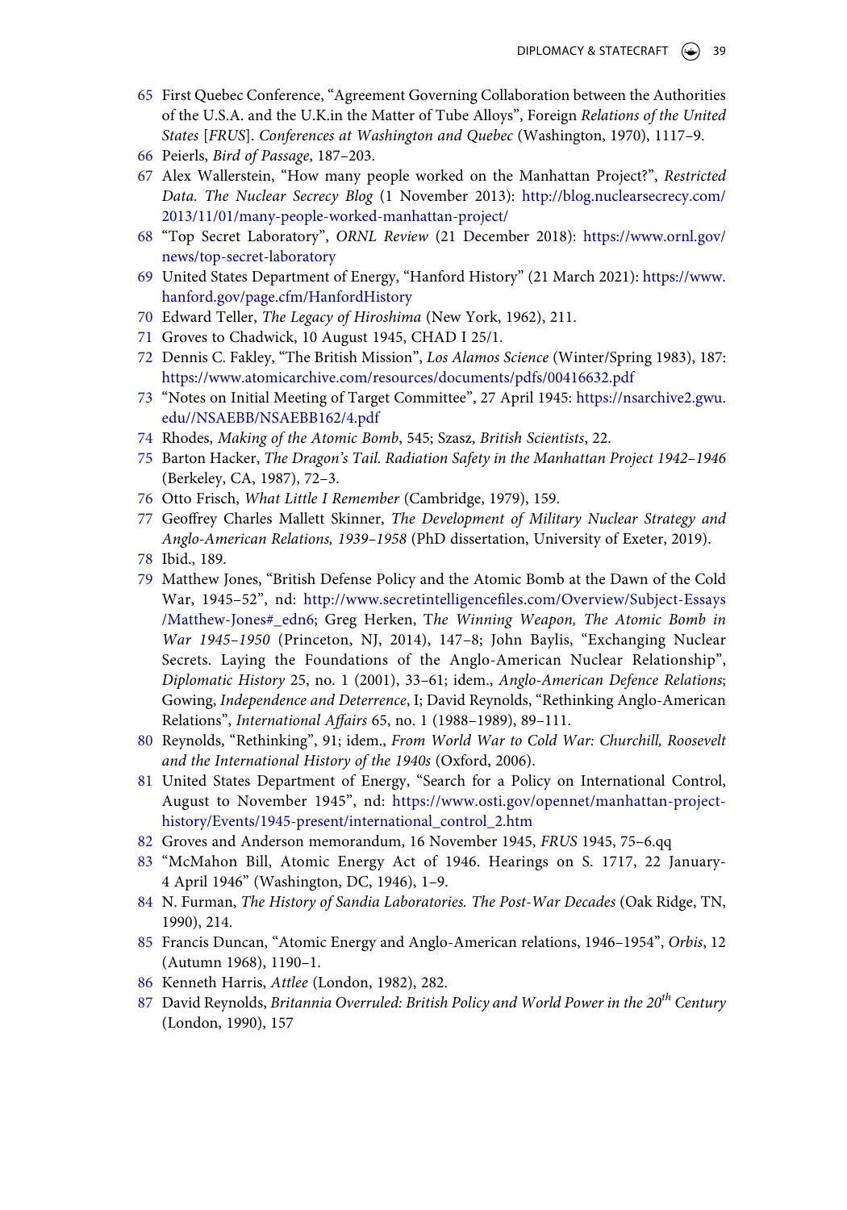65 First Quebec Conference, “Agreement Governing Collaboration between the Authorities of the U.S.A. and the U.K.in the Matter of Tube Alloys”, Foreign *Relations of the United States* [*FRUS*]. *Conferences at Washington and Quebec* (Washington, 1970), 1117–9.

66 Peierls, *Bird of Passage*, 187–203.

67 Alex Wallerstein, “How many people worked on the Manhattan Project?”, *Restricted Data. The Nuclear Secrecy Blog* (1 November 2013): http://blog.nuclearsecrecy.com/2013/11/01/many-people-worked-manhattan-project/

68 “Top Secret Laboratory”, *ORNL Review* (21 December 2018): https://www.ornl.gov/news/top-secret-laboratory

69 United States Department of Energy, “Hanford History” (21 March 2021): https://www.hanford.gov/page.cfm/HanfordHistory

70 Edward Teller, *The Legacy of Hiroshima* (New York, 1962), 211.

71 Groves to Chadwick, 10 August 1945, CHAD I 25/1.

72 Dennis C. Fakley, “The British Mission”, *Los Alamos Science* (Winter/Spring 1983), 187: https://www.atomicarchive.com/resources/documents/pdfs/00416632.pdf

73 “Notes on Initial Meeting of Target Committee”, 27 April 1945: https://nsarchive2.gwu.edu//NSAEBB/NSAEBB162/4.pdf

74 Rhodes, *Making of the Atomic Bomb*, 545; Szasz, *British Scientists*, 22.

75 Barton Hacker, *The Dragon's Tail. Radiation Safety in the Manhattan Project 1942–1946* (Berkeley, CA, 1987), 72–3.

76 Otto Frisch, *What Little I Remember* (Cambridge, 1979), 159.

77 Geoffrey Charles Mallett Skinner, *The Development of Military Nuclear Strategy and Anglo-American Relations, 1939–1958* (PhD dissertation, University of Exeter, 2019).

78 Ibid., 189.

79 Matthew Jones, “British Defense Policy and the Atomic Bomb at the Dawn of the Cold War, 1945–52”, nd: http://www.secretintelligencefiles.com/Overview/Subject-Essays/Matthew-Jones#_edn6; Greg Herken, T*he Winning Weapon, The Atomic Bomb in War 1945–1950* (Princeton, NJ, 2014), 147–8; John Baylis, “Exchanging Nuclear Secrets. Laying the Foundations of the Anglo-American Nuclear Relationship”, *Diplomatic History* 25, no. 1 (2001), 33–61; idem., *Anglo-American Defence Relations*; Gowing, *Independence and Deterrence*, I; David Reynolds, “Rethinking Anglo-American Relations”, *International Affairs* 65, no. 1 (1988–1989), 89–111.

80 Reynolds, “Rethinking”, 91; idem., *From World War to Cold War: Churchill, Roosevelt and the International History of the 1940s* (Oxford, 2006).

81 United States Department of Energy, “Search for a Policy on International Control, August to November 1945”, nd: https://www.osti.gov/opennet/manhattan-project-history/Events/1945-present/international_control_2.htm

82 Groves and Anderson memorandum, 16 November 1945, *FRUS* 1945, 75–6.qq

83 “McMahon Bill, Atomic Energy Act of 1946. Hearings on S. 1717, 22 January-4 April 1946” (Washington, DC, 1946), 1–9.

84 N. Furman, *The History of Sandia Laboratories. The Post-War Decades* (Oak Ridge, TN, 1990), 214.

85 Francis Duncan, “Atomic Energy and Anglo-American relations, 1946–1954”, *Orbis*, 12 (Autumn 1968), 1190–1.

86 Kenneth Harris, *Attlee* (London, 1982), 282.

87 David Reynolds, *Britannia Overruled: British Policy and World Power in the 20th Century* (London, 1990), 157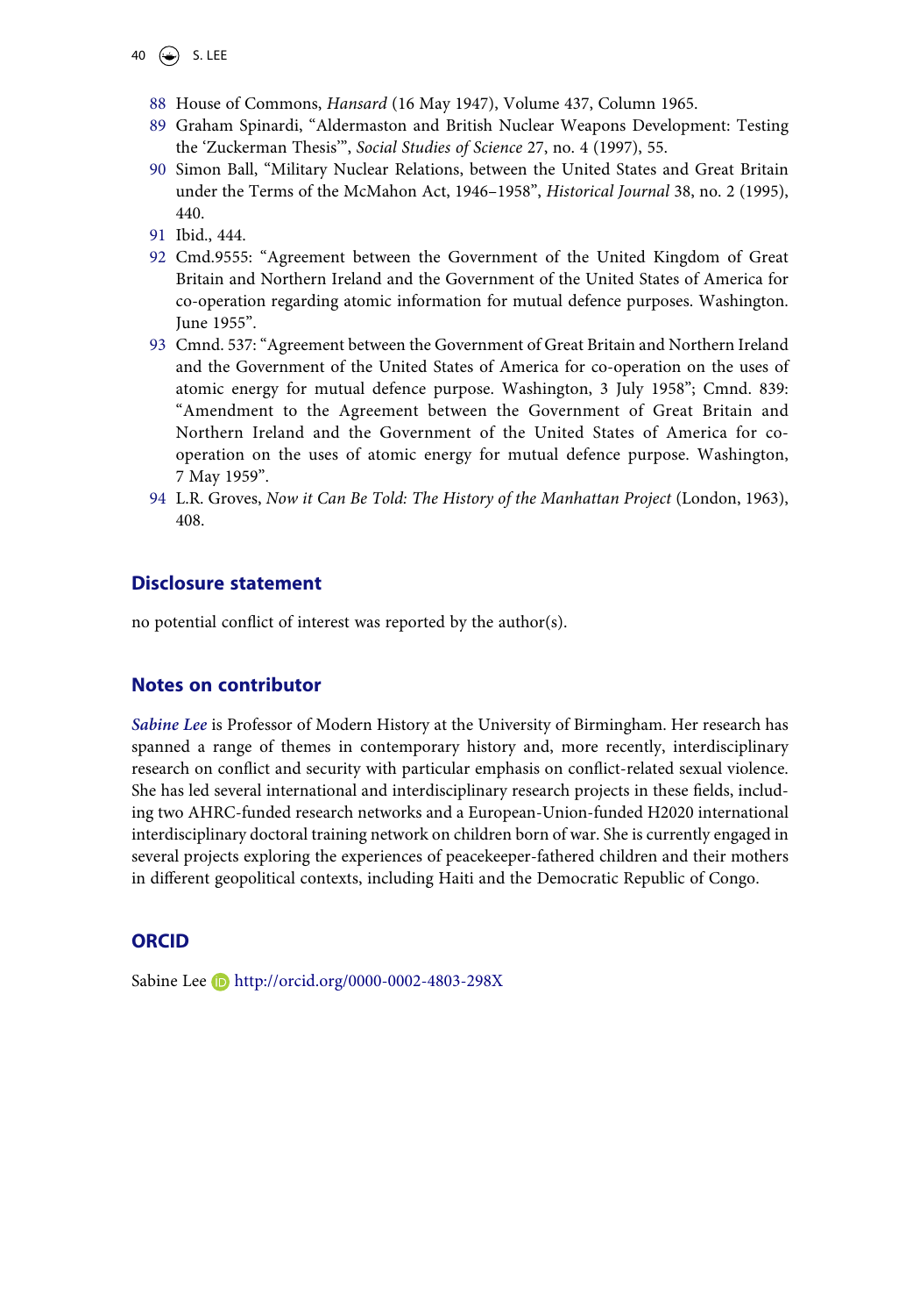88 House of Commons, *Hansard* (16 May 1947), Volume 437, Column 1965.

89 Graham Spinardi, "Aldermaston and British Nuclear Weapons Development: Testing the 'Zuckerman Thesis'", *Social Studies of Science* 27, no. 4 (1997), 55.

90 Simon Ball, "Military Nuclear Relations, between the United States and Great Britain under the Terms of the McMahon Act, 1946–1958", *Historical Journal* 38, no. 2 (1995), 440.

91 Ibid., 444.

92 Cmd.9555: "Agreement between the Government of the United Kingdom of Great Britain and Northern Ireland and the Government of the United States of America for co-operation regarding atomic information for mutual defence purposes. Washington. June 1955".

93 Cmnd. 537: "Agreement between the Government of Great Britain and Northern Ireland and the Government of the United States of America for co-operation on the uses of atomic energy for mutual defence purpose. Washington, 3 July 1958"; Cmnd. 839: "Amendment to the Agreement between the Government of Great Britain and Northern Ireland and the Government of the United States of America for co-operation on the uses of atomic energy for mutual defence purpose. Washington, 7 May 1959".

94 L.R. Groves, *Now it Can Be Told: The History of the Manhattan Project* (London, 1963), 408.

## Disclosure statement

no potential conflict of interest was reported by the author(s).

## Notes on contributor

***Sabine Lee*** is Professor of Modern History at the University of Birmingham. Her research has spanned a range of themes in contemporary history and, more recently, interdisciplinary research on conflict and security with particular emphasis on conflict-related sexual violence. She has led several international and interdisciplinary research projects in these fields, including two AHRC-funded research networks and a European-Union-funded H2020 international interdisciplinary doctoral training network on children born of war. She is currently engaged in several projects exploring the experiences of peacekeeper-fathered children and their mothers in different geopolitical contexts, including Haiti and the Democratic Republic of Congo.

## ORCID

Sabine Lee http://orcid.org/0000-0002-4803-298X